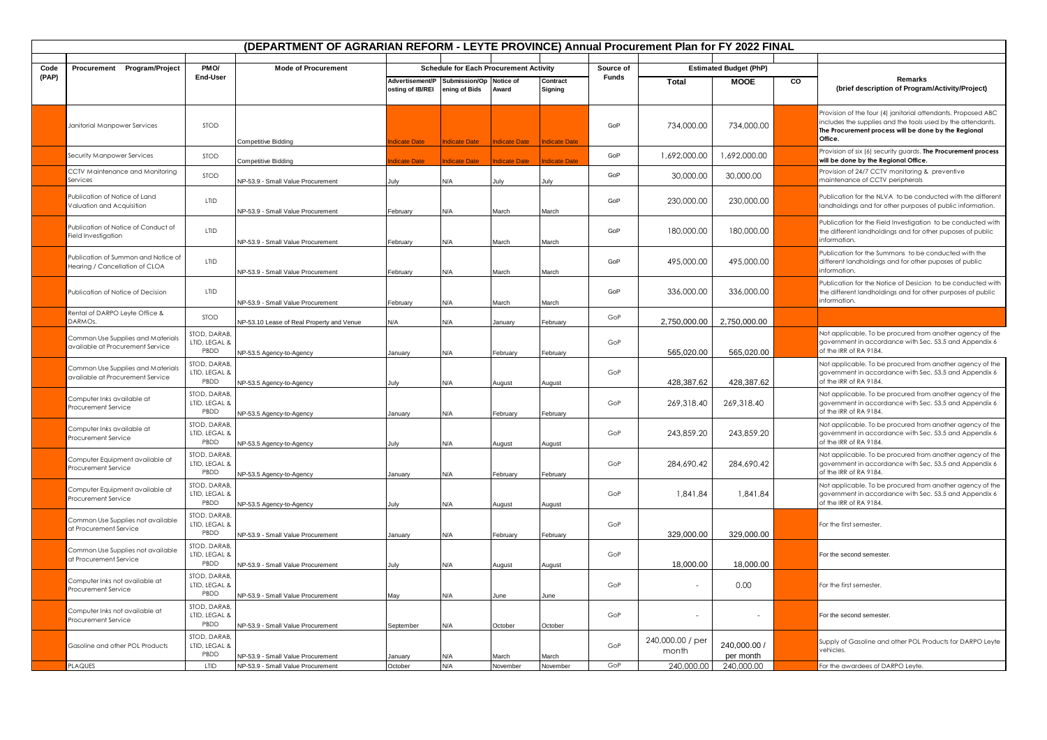# (DEPARTMENT OF AGRARIAN REFORM - LEYTE PROVINCE) Annual Procurement Plan for FY 2022 FINAL

| Code (PAP) | Procurement Program/Project | PMO/ End-User | Mode of Procurement | Schedule for Each Procurement Activity | | | | Source of Funds | Estimated Budget (PhP) | | | Remarks (brief description of Program/Activity/Project) |
|---|---|---|---|---|---|---|---|---|---|---|---|---|
| | | | | Advertisement/Posting of IB/REI | Submission/Opening of Bids | Notice of Award | Contract Signing | | Total | MOOE | CO | |
| | Janitorial Manpower Services | STOD | Competitive Bidding | Indicate Date | Indicate Date | Indicate Date | Indicate Date | GoP | 734,000.00 | 734,000.00 | | Provision of the four (4) janitorial attendants. Proposed ABC includes the supplies and the tools used by the attendants. **The Procurement process will be done by the Regional Office.** |
| | Security Manpower Services | STOD | Competitive Bidding | Indicate Date | Indicate Date | Indicate Date | Indicate Date | GoP | 1,692,000.00 | 1,692,000.00 | | Provision of six (6) security guards. **The Procurement process will be done by the Regional Office.** |
| | CCTV Maintenance and Monitoring Services | STOD | NP-53.9 - Small Value Procurement | July | N/A | July | July | GoP | 30,000.00 | 30,000.00 | | Provision of 24/7 CCTV monitoring & preventive maintenance of CCTV peripherals |
| | Publication of Notice of Land Valuation and Acquisition | LTID | NP-53.9 - Small Value Procurement | February | N/A | March | March | GoP | 230,000.00 | 230,000.00 | | Publication for the NLVA to be conducted with the different landholdings and for other purposes of public information. |
| | Publication of Notice of Conduct of Field Investigation | LTID | NP-53.9 - Small Value Procurement | February | N/A | March | March | GoP | 180,000.00 | 180,000.00 | | Publication for the Field Investigation to be conducted with the different landholdings and for other puposes of public information. |
| | Publication of Summon and Notice of Hearing / Cancellation of CLOA | LTID | NP-53.9 - Small Value Procurement | February | N/A | March | March | GoP | 495,000.00 | 495,000.00 | | Publication for the Summons to be conducted with the different landholdings and for other puposes of public information. |
| | Publication of Notice of Decision | LTID | NP-53.9 - Small Value Procurement | February | N/A | March | March | GoP | 336,000.00 | 336,000.00 | | Publication for the Notice of Desicion to be conducted with the different landholdings and for other purposes of public information. |
| | Rental of DARPO Leyte Office & DARMOs. | STOD | NP-53.10 Lease of Real Property and Venue | N/A | N/A | January | February | GoP | 2,750,000.00 | 2,750,000.00 | | |
| | Common Use Supplies and Materials available at Procurement Service | STOD, DARAB, LTID, LEGAL & PBDD | NP-53.5 Agency-to-Agency | January | N/A | February | February | GoP | 565,020.00 | 565,020.00 | | Not applicable. To be procured from another agency of the government in accordance with Sec. 53.5 and Appendix 6 of the IRR of RA 9184. |
| | Common Use Supplies and Materials available at Procurement Service | STOD, DARAB, LTID, LEGAL & PBDD | NP-53.5 Agency-to-Agency | July | N/A | August | August | GoP | 428,387.62 | 428,387.62 | | Not applicable. To be procured from another agency of the government in accordance with Sec. 53.5 and Appendix 6 of the IRR of RA 9184. |
| | Computer Inks available at Procurement Service | STOD, DARAB, LTID, LEGAL & PBDD | NP-53.5 Agency-to-Agency | January | N/A | February | February | GoP | 269,318.40 | 269,318.40 | | Not applicable. To be procured from another agency of the government in accordance with Sec. 53.5 and Appendix 6 of the IRR of RA 9184. |
| | Computer Inks available at Procurement Service | STOD, DARAB, LTID, LEGAL & PBDD | NP-53.5 Agency-to-Agency | July | N/A | August | August | GoP | 243,859.20 | 243,859.20 | | Not applicable. To be procured from another agency of the government in accordance with Sec. 53.5 and Appendix 6 of the IRR of RA 9184. |
| | Computer Equipment available at Procurement Service | STOD, DARAB, LTID, LEGAL & PBDD | NP-53.5 Agency-to-Agency | January | N/A | February | February | GoP | 284,690.42 | 284,690.42 | | Not applicable. To be procured from another agency of the government in accordance with Sec. 53.5 and Appendix 6 of the IRR of RA 9184. |
| | Computer Equipment available at Procurement Service | STOD, DARAB, LTID, LEGAL & PBDD | NP-53.5 Agency-to-Agency | July | N/A | August | August | GoP | 1,841.84 | 1,841.84 | | Not applicable. To be procured from another agency of the government in accordance with Sec. 53.5 and Appendix 6 of the IRR of RA 9184. |
| | Common Use Supplies not available at Procurement Service | STOD, DARAB, LTID, LEGAL & PBDD | NP-53.9 - Small Value Procurement | January | N/A | February | February | GoP | 329,000.00 | 329,000.00 | | For the first semester. |
| | Common Use Supplies not available at Procurement Service | STOD, DARAB, LTID, LEGAL & PBDD | NP-53.9 - Small Value Procurement | July | N/A | August | August | GoP | 18,000.00 | 18,000.00 | | For the second semester. |
| | Computer Inks not available at Procurement Service | STOD, DARAB, LTID, LEGAL & PBDD | NP-53.9 - Small Value Procurement | May | N/A | June | June | GoP | - | 0.00 | | For the first semester. |
| | Computer Inks not available at Procurement Service | STOD, DARAB, LTID, LEGAL & PBDD | NP-53.9 - Small Value Procurement | September | N/A | October | October | GoP | - | - | | For the second semester. |
| | Gasoline and other POL Products | STOD, DARAB, LTID, LEGAL & PBDD | NP-53.9 - Small Value Procurement | January | N/A | March | March | GoP | 240,000.00 / per month | 240,000.00 / per month | | Supply of Gasoline and other POL Products for DARPO Leyte vehicles. |
| | PLAQUES | LTID | NP-53.9 - Small Value Procurement | October | N/A | November | November | GoP | 240,000.00 | 240,000.00 | | For the awardees of DARPO Leyte. |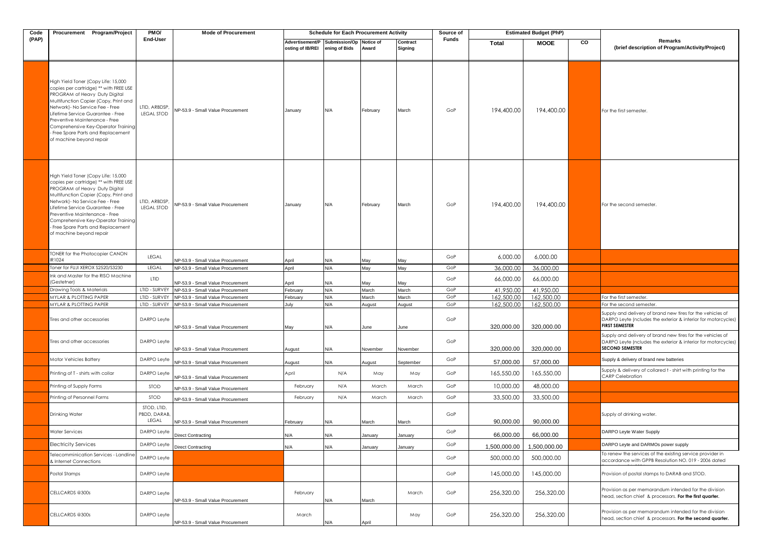| Code (PAP) | Procurement Program/Project | PMO/ End-User | Mode of Procurement | Schedule for Each Procurement Activity | | | | Source of Funds | Estimated Budget (PhP) | | | Remarks (brief description of Program/Activity/Project) |
|---|---|---|---|---|---|---|---|---|---|---|---|---|
| | | | | Advertisement/Posting of IB/REI | Submission/Opening of Bids | Notice of Award | Contract Signing | | Total | MOOE | CO | |
| | High Yield Toner (Copy Life: 15,000 copies per cartridge) ** with FREE USE PROGRAM of Heavy Duty Digital Multifunction Copier (Copy, Print and Network)- No Service Fee - Free Lifetime Service Guarantee - Free Preventive Maintenance - Free Comprehensive Key-Operator Training - Free Spare Parts and Replacement of machine beyond repair | LTID, ARBDSP, LEGAL STOD | NP-53.9 - Small Value Procurement | January | N/A | February | March | GoP | 194,400.00 | 194,400.00 | | For the first semester. |
| | High Yield Toner (Copy Life: 15,000 copies per cartridge) ** with FREE USE PROGRAM of Heavy Duty Digital Multifunction Copier (Copy, Print and Network)- No Service Fee - Free Lifetime Service Guarantee - Free Preventive Maintenance - Free Comprehensive Key-Operator Training - Free Spare Parts and Replacement of machine beyond repair | LTID, ARBDSP, LEGAL STOD | NP-53.9 - Small Value Procurement | January | N/A | February | March | GoP | 194,400.00 | 194,400.00 | | For the second semester. |
| | TONER for the Photocopier CANON IR1024 | LEGAL | NP-53.9 - Small Value Procurement | April | N/A | May | May | GoP | 6,000.00 | 6,000.00 | | |
| | Toner for FUJI XEROX S2520/S3230 | LEGAL | NP-53.9 - Small Value Procurement | April | N/A | May | May | GoP | 36,000.00 | 36,000.00 | | |
| | Ink and Master for the RISO Machine (Gestetner) | LTID | NP-53.9 - Small Value Procurement | April | N/A | May | May | GoP | 66,000.00 | 66,000.00 | | |
| | Drawing Tools & Materials | LTID - SURVEY | NP-53.9 - Small Value Procurement | February | N/A | March | March | GoP | 41,950.00 | 41,950.00 | | |
| | MYLAR & PLOTTING PAPER | LTID - SURVEY | NP-53.9 - Small Value Procurement | February | N/A | March | March | GoP | 162,500.00 | 162,500.00 | | For the first semester. |
| | MYLAR & PLOTTING PAPER | LTID - SURVEY | NP-53.9 - Small Value Procurement | July | N/A | August | August | GoP | 162,500.00 | 162,500.00 | | For the second semester. |
| | Tires and other accessories | DARPO Leyte | NP-53.9 - Small Value Procurement | May | N/A | June | June | GoP | 320,000.00 | 320,000.00 | | Supply and delivery of brand new tires for the vehicles of DARPO Leyte (includes the exterior & interior for motorcycles) **FIRST SEMESTER** |
| | Tires and other accessories | DARPO Leyte | NP-53.9 - Small Value Procurement | August | N/A | November | November | GoP | 320,000.00 | 320,000.00 | | Supply and delivery of brand new tires for the vehicles of DARPO Leyte (includes the exterior & interior for motorcycles) **SECOND SEMESTER** |
| | Motor Vehicles Battery | DARPO Leyte | NP-53.9 - Small Value Procurement | August | N/A | August | September | GoP | 57,000.00 | 57,000.00 | | Supply & delivery of brand new batteries |
| | Printing of T - shirts with collar | DARPO Leyte | NP-53.9 - Small Value Procurement | April | N/A | May | May | GoP | 165,550.00 | 165,550.00 | | Supply & delivery of collared t - shirt with printing for the CARP Celebration |
| | Printing of Supply Forms | STOD | NP-53.9 - Small Value Procurement | February | N/A | March | March | GoP | 10,000.00 | 48,000.00 | | |
| | Printing of Personnel Forms | STOD | NP-53.9 - Small Value Procurement | February | N/A | March | March | GoP | 33,500.00 | 33,500.00 | | |
| | Drinking Water | STOD, LTID, PBDD, DARAB, LEGAL | NP-53.9 - Small Value Procurement | February | N/A | March | March | GoP | 90,000.00 | 90,000.00 | | Supply of drinking water. |
| | Water Services | DARPO Leyte | Direct Contracting | N/A | N/A | January | January | GoP | 66,000.00 | 66,000.00 | | DARPO Leyte Water Supply |
| | Electricity Services | DARPO Leyte | Direct Contracting | N/A | N/A | January | January | GoP | 1,500,000.00 | 1,500,000.00 | | DARPO Leyte and DARMOs power supply |
| | Telecomminication Services - Landline & Internet Connections | DARPO Leyte | | | | | | GoP | 500,000.00 | 500,000.00 | | To renew the services of the existing service provider in accordance with GPPB Resolution NO. 019 - 2006 dated |
| | Postal Stamps | DARPO Leyte | | | | | | GoP | 145,000.00 | 145,000.00 | | Provision of postal stamps to DARAB and STOD. |
| | CELLCARDS @300s | DARPO Leyte | NP-53.9 - Small Value Procurement | February | N/A | March | March | GoP | 256,320.00 | 256,320.00 | | Provision as per memorandum intended for the division head, section chief & processors. **For the first quarter.** |
| | CELLCARDS @300s | DARPO Leyte | NP-53.9 - Small Value Procurement | March | N/A | April | May | GoP | 256,320.00 | 256,320.00 | | Provision as per memorandum intended for the division head, section chief & processors. **For the second quarter.** |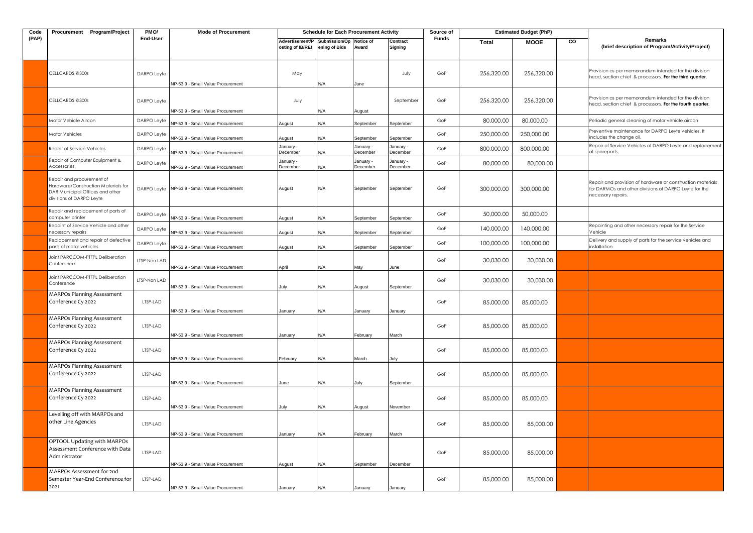| Code (PAP) | Procurement Program/Project | PMO/ End-User | Mode of Procurement | Schedule for Each Procurement Activity | | | | Source of Funds | Estimated Budget (PhP) | | | Remarks (brief description of Program/Activity/Project) |
|---|---|---|---|---|---|---|---|---|---|---|---|---|
| | | | | Advertisement/Posting of IB/REI | Submission/Opening of Bids | Notice of Award | Contract Signing | | Total | MOOE | CO | |
| | CELLCARDS @300s | DARPO Leyte | NP-53.9 - Small Value Procurement | May | N/A | June | July | GoP | 256,320.00 | 256,320.00 | | Provision as per memorandum intended for the division head, section chief & processors. **For the third quarter.** |
| | CELLCARDS @300s | DARPO Leyte | NP-53.9 - Small Value Procurement | July | N/A | August | September | GoP | 256,320.00 | 256,320.00 | | Provision as per memorandum intended for the division head, section chief & processors. **For the fourth quarter.** |
| | Motor Vehicle Aircon | DARPO Leyte | NP-53.9 - Small Value Procurement | August | N/A | September | September | GoP | 80,000.00 | 80,000.00 | | Periodic general cleaning of motor vehicle aircon |
| | Motor Vehicles | DARPO Leyte | NP-53.9 - Small Value Procurement | August | N/A | September | September | GoP | 250,000.00 | 250,000.00 | | Preventive maintenance for DARPO Leyte vehicles. It includes the change oil. |
| | Repair of Service Vehicles | DARPO Leyte | NP-53.9 - Small Value Procurement | January - December | N/A | January - December | January - December | GoP | 800,000.00 | 800,000.00 | | Repair of Service Vehicles of DARPO Leyte and replacement of spareparts, |
| | Repair of Computer Equipment & Accessories | DARPO Leyte | NP-53.9 - Small Value Procurement | January - December | N/A | January - December | January - December | GoP | 80,000.00 | 80,000.00 | | |
| | Repair and procurement of Hardware/Construction Materials for DAR Municipal Offices and other divisions of DARPO Leyte | DARPO Leyte | NP-53.9 - Small Value Procurement | August | N/A | September | September | GoP | 300,000.00 | 300,000.00 | | Repair and provision of hardware or construction materials for DARMOs and other divisions of DARPO Leyte for the necessary repairs. |
| | Repair and replacement of parts of computer printer | DARPO Leyte | NP-53.9 - Small Value Procurement | August | N/A | September | September | GoP | 50,000.00 | 50,000.00 | | |
| | Repaint of Service Vehicle and other necessary repairs | DARPO Leyte | NP-53.9 - Small Value Procurement | August | N/A | September | September | GoP | 140,000.00 | 140,000.00 | | Repainting and other necessary repair for the Service Vehicle |
| | Replacement and repair of defective parts of motor vehicles | DARPO Leyte | NP-53.9 - Small Value Procurement | August | N/A | September | September | GoP | 100,000.00 | 100,000.00 | | Delivery and supply of parts for the service vehicles and installation |
| | Joint PARCCOM-PTFPL Deliberation Conference | LTSP-Non LAD | NP-53.9 - Small Value Procurement | April | N/A | May | June | GoP | 30,030.00 | 30,030.00 | | |
| | Joint PARCCOM-PTFPL Deliberation Conference | LTSP-Non LAD | NP-53.9 - Small Value Procurement | July | N/A | August | September | GoP | 30,030.00 | 30,030.00 | | |
| | MARPOs Planning Assessment Conference Cy 2022 | LTSP-LAD | NP-53.9 - Small Value Procurement | January | N/A | January | January | GoP | 85,000.00 | 85,000.00 | | |
| | MARPOs Planning Assessment Conference Cy 2022 | LTSP-LAD | NP-53.9 - Small Value Procurement | January | N/A | February | March | GoP | 85,000.00 | 85,000.00 | | |
| | MARPOs Planning Assessment Conference Cy 2022 | LTSP-LAD | NP-53.9 - Small Value Procurement | February | N/A | March | July | GoP | 85,000.00 | 85,000.00 | | |
| | MARPOs Planning Assessment Conference Cy 2022 | LTSP-LAD | NP-53.9 - Small Value Procurement | June | N/A | July | September | GoP | 85,000.00 | 85,000.00 | | |
| | MARPOs Planning Assessment Conference Cy 2022 | LTSP-LAD | NP-53.9 - Small Value Procurement | July | N/A | August | November | GoP | 85,000.00 | 85,000.00 | | |
| | Levelling off with MARPOs and other Line Agencies | LTSP-LAD | NP-53.9 - Small Value Procurement | January | N/A | February | March | GoP | 85,000.00 | 85,000.00 | | |
| | OPTOOL Updating with MARPOs Assessment Conference with Data Administrator | LTSP-LAD | NP-53.9 - Small Value Procurement | August | N/A | September | December | GoP | 85,000.00 | 85,000.00 | | |
| | MARPOs Assessment for 2nd Semester Year-End Conference for 2021 | LTSP-LAD | NP-53.9 - Small Value Procurement | January | N/A | January | January | GoP | 85,000.00 | 85,000.00 | | |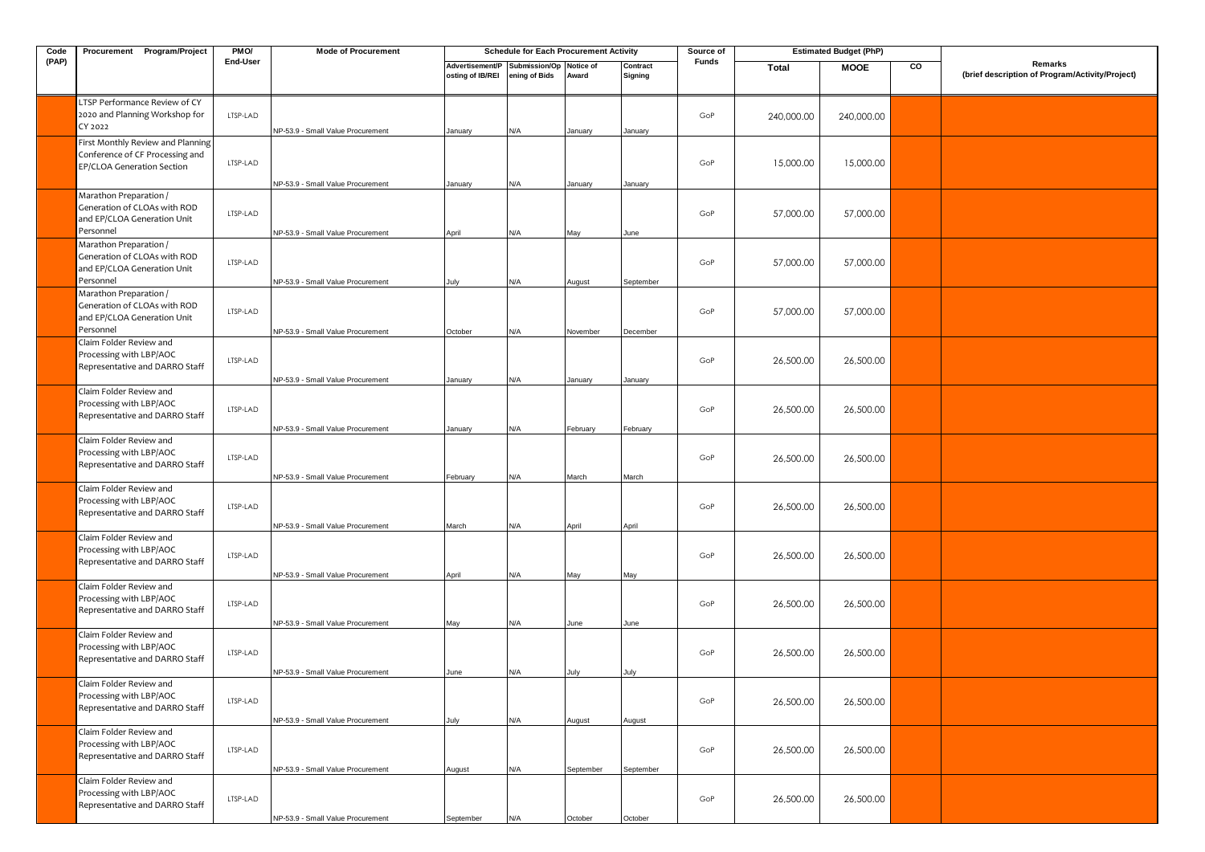| Code (PAP) | Procurement Program/Project | PMO/ End-User | Mode of Procurement | Schedule for Each Procurement Activity | | | | Source of Funds | Estimated Budget (PhP) | | | Remarks (brief description of Program/Activity/Project) |
|---|---|---|---|---|---|---|---|---|---|---|---|---|
| | | | | Advertisement/Posting of IB/REI | Submission/Opening of Bids | Notice of Award | Contract Signing | | Total | MOOE | CO | |
| | LTSP Performance Review of CY 2020 and Planning Workshop for CY 2022 | LTSP-LAD | NP-53.9 - Small Value Procurement | January | N/A | January | January | GoP | 240,000.00 | 240,000.00 | | |
| | First Monthly Review and Planning Conference of CF Processing and EP/CLOA Generation Section | LTSP-LAD | NP-53.9 - Small Value Procurement | January | N/A | January | January | GoP | 15,000.00 | 15,000.00 | | |
| | Marathon Preparation / Generation of CLOAs with ROD and EP/CLOA Generation Unit Personnel | LTSP-LAD | NP-53.9 - Small Value Procurement | April | N/A | May | June | GoP | 57,000.00 | 57,000.00 | | |
| | Marathon Preparation / Generation of CLOAs with ROD and EP/CLOA Generation Unit Personnel | LTSP-LAD | NP-53.9 - Small Value Procurement | July | N/A | August | September | GoP | 57,000.00 | 57,000.00 | | |
| | Marathon Preparation / Generation of CLOAs with ROD and EP/CLOA Generation Unit Personnel | LTSP-LAD | NP-53.9 - Small Value Procurement | October | N/A | November | December | GoP | 57,000.00 | 57,000.00 | | |
| | Claim Folder Review and Processing with LBP/AOC Representative and DARRO Staff | LTSP-LAD | NP-53.9 - Small Value Procurement | January | N/A | January | January | GoP | 26,500.00 | 26,500.00 | | |
| | Claim Folder Review and Processing with LBP/AOC Representative and DARRO Staff | LTSP-LAD | NP-53.9 - Small Value Procurement | January | N/A | February | February | GoP | 26,500.00 | 26,500.00 | | |
| | Claim Folder Review and Processing with LBP/AOC Representative and DARRO Staff | LTSP-LAD | NP-53.9 - Small Value Procurement | February | N/A | March | March | GoP | 26,500.00 | 26,500.00 | | |
| | Claim Folder Review and Processing with LBP/AOC Representative and DARRO Staff | LTSP-LAD | NP-53.9 - Small Value Procurement | March | N/A | April | April | GoP | 26,500.00 | 26,500.00 | | |
| | Claim Folder Review and Processing with LBP/AOC Representative and DARRO Staff | LTSP-LAD | NP-53.9 - Small Value Procurement | April | N/A | May | May | GoP | 26,500.00 | 26,500.00 | | |
| | Claim Folder Review and Processing with LBP/AOC Representative and DARRO Staff | LTSP-LAD | NP-53.9 - Small Value Procurement | May | N/A | June | June | GoP | 26,500.00 | 26,500.00 | | |
| | Claim Folder Review and Processing with LBP/AOC Representative and DARRO Staff | LTSP-LAD | NP-53.9 - Small Value Procurement | June | N/A | July | July | GoP | 26,500.00 | 26,500.00 | | |
| | Claim Folder Review and Processing with LBP/AOC Representative and DARRO Staff | LTSP-LAD | NP-53.9 - Small Value Procurement | July | N/A | August | August | GoP | 26,500.00 | 26,500.00 | | |
| | Claim Folder Review and Processing with LBP/AOC Representative and DARRO Staff | LTSP-LAD | NP-53.9 - Small Value Procurement | August | N/A | September | September | GoP | 26,500.00 | 26,500.00 | | |
| | Claim Folder Review and Processing with LBP/AOC Representative and DARRO Staff | LTSP-LAD | NP-53.9 - Small Value Procurement | September | N/A | October | October | GoP | 26,500.00 | 26,500.00 | | |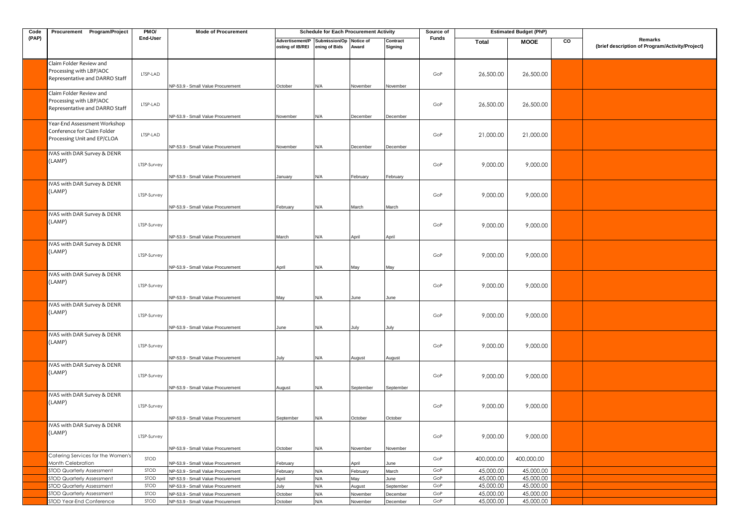| Code (PAP) | Procurement Program/Project | PMO/ End-User | Mode of Procurement | Schedule for Each Procurement Activity | | | | Source of Funds | Estimated Budget (PhP) | | | Remarks (brief description of Program/Activity/Project) |
|---|---|---|---|---|---|---|---|---|---|---|---|---|
| | | | | Advertisement/Posting of IB/REI | Submission/Opening of Bids | Notice of Award | Contract Signing | | Total | MOOE | CO | |
| | Claim Folder Review and Processing with LBP/AOC Representative and DARRO Staff | LTSP-LAD | NP-53.9 - Small Value Procurement | October | N/A | November | November | GoP | 26,500.00 | 26,500.00 | | |
| | Claim Folder Review and Processing with LBP/AOC Representative and DARRO Staff | LTSP-LAD | NP-53.9 - Small Value Procurement | November | N/A | December | December | GoP | 26,500.00 | 26,500.00 | | |
| | Year-End Assessment Workshop Conference for Claim Folder Processing Unit and EP/CLOA | LTSP-LAD | NP-53.9 - Small Value Procurement | November | N/A | December | December | GoP | 21,000.00 | 21,000.00 | | |
| | IVAS with DAR Survey & DENR (LAMP) | LTSP-Survey | NP-53.9 - Small Value Procurement | January | N/A | February | February | GoP | 9,000.00 | 9,000.00 | | |
| | IVAS with DAR Survey & DENR (LAMP) | LTSP-Survey | NP-53.9 - Small Value Procurement | February | N/A | March | March | GoP | 9,000.00 | 9,000.00 | | |
| | IVAS with DAR Survey & DENR (LAMP) | LTSP-Survey | NP-53.9 - Small Value Procurement | March | N/A | April | April | GoP | 9,000.00 | 9,000.00 | | |
| | IVAS with DAR Survey & DENR (LAMP) | LTSP-Survey | NP-53.9 - Small Value Procurement | April | N/A | May | May | GoP | 9,000.00 | 9,000.00 | | |
| | IVAS with DAR Survey & DENR (LAMP) | LTSP-Survey | NP-53.9 - Small Value Procurement | May | N/A | June | June | GoP | 9,000.00 | 9,000.00 | | |
| | IVAS with DAR Survey & DENR (LAMP) | LTSP-Survey | NP-53.9 - Small Value Procurement | June | N/A | July | July | GoP | 9,000.00 | 9,000.00 | | |
| | IVAS with DAR Survey & DENR (LAMP) | LTSP-Survey | NP-53.9 - Small Value Procurement | July | N/A | August | August | GoP | 9,000.00 | 9,000.00 | | |
| | IVAS with DAR Survey & DENR (LAMP) | LTSP-Survey | NP-53.9 - Small Value Procurement | August | N/A | September | September | GoP | 9,000.00 | 9,000.00 | | |
| | IVAS with DAR Survey & DENR (LAMP) | LTSP-Survey | NP-53.9 - Small Value Procurement | September | N/A | October | October | GoP | 9,000.00 | 9,000.00 | | |
| | IVAS with DAR Survey & DENR (LAMP) | LTSP-Survey | NP-53.9 - Small Value Procurement | October | N/A | November | November | GoP | 9,000.00 | 9,000.00 | | |
| | Catering Services for the Women's Month Celebration | STOD | NP-53.9 - Small Value Procurement | February | | April | June | GoP | 400,000.00 | 400,000.00 | | |
| | STOD Quarterly Assessment | STOD | NP-53.9 - Small Value Procurement | February | N/A | February | March | GoP | 45,000.00 | 45,000.00 | | |
| | STOD Quarterly Assessment | STOD | NP-53.9 - Small Value Procurement | April | N/A | May | June | GoP | 45,000.00 | 45,000.00 | | |
| | STOD Quarterly Assessment | STOD | NP-53.9 - Small Value Procurement | July | N/A | August | September | GoP | 45,000.00 | 45,000.00 | | |
| | STOD Quarterly Assessment | STOD | NP-53.9 - Small Value Procurement | October | N/A | November | December | GoP | 45,000.00 | 45,000.00 | | |
| | STOD Year-End Conference | STOD | NP-53.9 - Small Value Procurement | October | N/A | November | December | GoP | 45,000.00 | 45,000.00 | | |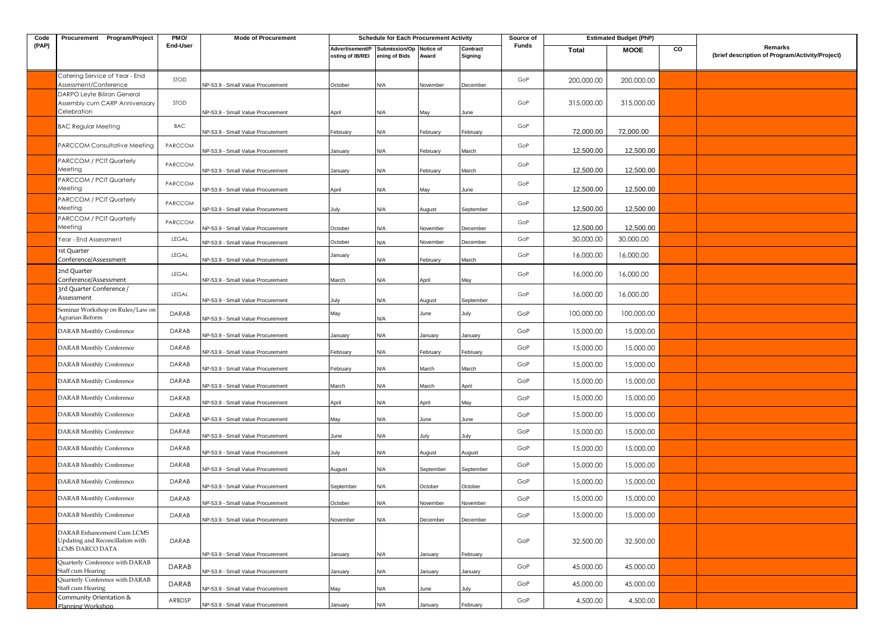| Code (PAP) | Procurement Program/Project | PMO/ End-User | Mode of Procurement | Schedule for Each Procurement Activity | | | | Source of Funds | Estimated Budget (PhP) | | | Remarks (brief description of Program/Activity/Project) |
|---|---|---|---|---|---|---|---|---|---|---|---|---|
| | | | | Advertisement/Posting of IB/REI | Submission/Opening of Bids | Notice of Award | Contract Signing | | Total | MOOE | CO | |
| | Catering Service of Year - End Assessment/Conference | STOD | NP-53.9 - Small Value Procurement | October | N/A | November | December | GoP | 200,000.00 | 200,000.00 | | |
| | DARPO Leyte Biliran General Assembly cum CARP Anniverssary Celebration | STOD | NP-53.9 - Small Value Procurement | April | N/A | May | June | GoP | 315,000.00 | 315,000.00 | | |
| | BAC Regular Meeting | BAC | NP-53.9 - Small Value Procurement | February | N/A | February | February | GoP | 72,000.00 | 72,000.00 | | |
| | PARCCOM Consultative Meeting | PARCCOM | NP-53.9 - Small Value Procurement | January | N/A | February | March | GoP | 12,500.00 | 12,500.00 | | |
| | PARCCOM / PCIT Quarterly Meeting | PARCCOM | NP-53.9 - Small Value Procurement | January | N/A | February | March | GoP | 12,500.00 | 12,500.00 | | |
| | PARCCOM / PCIT Quarterly Meeting | PARCCOM | NP-53.9 - Small Value Procurement | April | N/A | May | June | GoP | 12,500.00 | 12,500.00 | | |
| | PARCCOM / PCIT Quarterly Meeting | PARCCOM | NP-53.9 - Small Value Procurement | July | N/A | August | September | GoP | 12,500.00 | 12,500.00 | | |
| | PARCCOM / PCIT Quarterly Meeting | PARCCOM | NP-53.9 - Small Value Procurement | October | N/A | November | December | GoP | 12,500.00 | 12,500.00 | | |
| | Year - End Assessment | LEGAL | NP-53.9 - Small Value Procurement | October | N/A | November | December | GoP | 30,000.00 | 30,000.00 | | |
| | 1st Quarter Conference/Assessment | LEGAL | NP-53.9 - Small Value Procurement | January | N/A | February | March | GoP | 16,000.00 | 16,000.00 | | |
| | 2nd Quarter Conference/Assessment | LEGAL | NP-53.9 - Small Value Procurement | March | N/A | April | May | GoP | 16,000.00 | 16,000.00 | | |
| | 3rd Quarter Conference / Assessment | LEGAL | NP-53.9 - Small Value Procurement | July | N/A | August | September | GoP | 16,000.00 | 16,000.00 | | |
| | Seminar Workshop on Rules/Law on Agrarian Reform | DARAB | NP-53.9 - Small Value Procurement | May | N/A | June | July | GoP | 100,000.00 | 100,000.00 | | |
| | DARAB Monthly Conference | DARAB | NP-53.9 - Small Value Procurement | January | N/A | January | January | GoP | 15,000.00 | 15,000.00 | | |
| | DARAB Monthly Conference | DARAB | NP-53.9 - Small Value Procurement | February | N/A | February | February | GoP | 15,000.00 | 15,000.00 | | |
| | DARAB Monthly Conference | DARAB | NP-53.9 - Small Value Procurement | February | N/A | March | March | GoP | 15,000.00 | 15,000.00 | | |
| | DARAB Monthly Conference | DARAB | NP-53.9 - Small Value Procurement | March | N/A | March | April | GoP | 15,000.00 | 15,000.00 | | |
| | DARAB Monthly Conference | DARAB | NP-53.9 - Small Value Procurement | April | N/A | April | May | GoP | 15,000.00 | 15,000.00 | | |
| | DARAB Monthly Conference | DARAB | NP-53.9 - Small Value Procurement | May | N/A | June | June | GoP | 15,000.00 | 15,000.00 | | |
| | DARAB Monthly Conference | DARAB | NP-53.9 - Small Value Procurement | June | N/A | July | July | GoP | 15,000.00 | 15,000.00 | | |
| | DARAB Monthly Conference | DARAB | NP-53.9 - Small Value Procurement | July | N/A | August | August | GoP | 15,000.00 | 15,000.00 | | |
| | DARAB Monthly Conference | DARAB | NP-53.9 - Small Value Procurement | August | N/A | September | September | GoP | 15,000.00 | 15,000.00 | | |
| | DARAB Monthly Conference | DARAB | NP-53.9 - Small Value Procurement | September | N/A | October | October | GoP | 15,000.00 | 15,000.00 | | |
| | DARAB Monthly Conference | DARAB | NP-53.9 - Small Value Procurement | October | N/A | November | November | GoP | 15,000.00 | 15,000.00 | | |
| | DARAB Monthly Conference | DARAB | NP-53.9 - Small Value Procurement | November | N/A | December | December | GoP | 15,000.00 | 15,000.00 | | |
| | DARAB Enhancement Cum LCMS Updating and Reconcillation with LCMS DARCO DATA | DARAB | NP-53.9 - Small Value Procurement | January | N/A | January | February | GoP | 32,500.00 | 32,500.00 | | |
| | Quarterly Conference with DARAB Staff cum Hearing | DARAB | NP-53.9 - Small Value Procurement | January | N/A | January | January | GoP | 45,000.00 | 45,000.00 | | |
| | Quarterly Conference with DARAB Staff cum Hearing | DARAB | NP-53.9 - Small Value Procurement | May | N/A | June | July | GoP | 45,000.00 | 45,000.00 | | |
| | Community Orientation & Planning Workshop | ARBDSP | NP-53.9 - Small Value Procurement | January | N/A | January | February | GoP | 4,500.00 | 4,500.00 | | |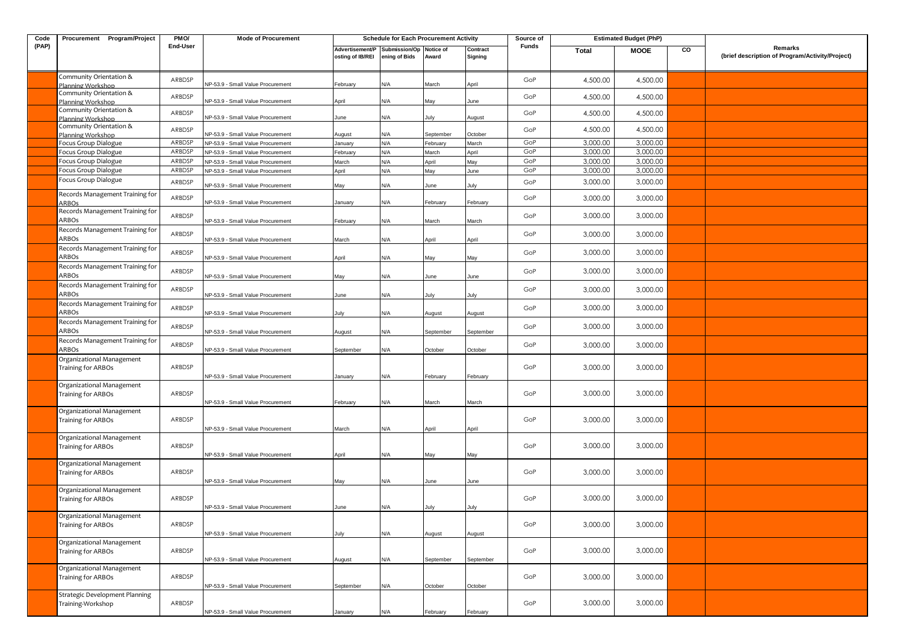| Code (PAP) | Procurement Program/Project | PMO/ End-User | Mode of Procurement | Schedule for Each Procurement Activity | | | | Source of Funds | Estimated Budget (PhP) | | | Remarks (brief description of Program/Activity/Project) |
|---|---|---|---|---|---|---|---|---|---|---|---|---|
| | | | | Advertisement/Posting of IB/REI | Submission/Opening of Bids | Notice of Award | Contract Signing | | Total | MOOE | CO | |
| | Community Orientation & Planning Workshop | ARBDSP | NP-53.9 - Small Value Procurement | February | N/A | March | April | GoP | 4,500.00 | 4,500.00 | | |
| | Community Orientation & Planning Workshop | ARBDSP | NP-53.9 - Small Value Procurement | April | N/A | May | June | GoP | 4,500.00 | 4,500.00 | | |
| | Community Orientation & Planning Workshop | ARBDSP | NP-53.9 - Small Value Procurement | June | N/A | July | August | GoP | 4,500.00 | 4,500.00 | | |
| | Community Orientation & Planning Workshop | ARBDSP | NP-53.9 - Small Value Procurement | August | N/A | September | October | GoP | 4,500.00 | 4,500.00 | | |
| | Focus Group Dialogue | ARBDSP | NP-53.9 - Small Value Procurement | January | N/A | February | March | GoP | 3,000.00 | 3,000.00 | | |
| | Focus Group Dialogue | ARBDSP | NP-53.9 - Small Value Procurement | February | N/A | March | April | GoP | 3,000.00 | 3,000.00 | | |
| | Focus Group Dialogue | ARBDSP | NP-53.9 - Small Value Procurement | March | N/A | April | May | GoP | 3,000.00 | 3,000.00 | | |
| | Focus Group Dialogue | ARBDSP | NP-53.9 - Small Value Procurement | April | N/A | May | June | GoP | 3,000.00 | 3,000.00 | | |
| | Focus Group Dialogue | ARBDSP | NP-53.9 - Small Value Procurement | May | N/A | June | July | GoP | 3,000.00 | 3,000.00 | | |
| | Records Management Training for ARBOs | ARBDSP | NP-53.9 - Small Value Procurement | January | N/A | February | February | GoP | 3,000.00 | 3,000.00 | | |
| | Records Management Training for ARBOs | ARBDSP | NP-53.9 - Small Value Procurement | February | N/A | March | March | GoP | 3,000.00 | 3,000.00 | | |
| | Records Management Training for ARBOs | ARBDSP | NP-53.9 - Small Value Procurement | March | N/A | April | April | GoP | 3,000.00 | 3,000.00 | | |
| | Records Management Training for ARBOs | ARBDSP | NP-53.9 - Small Value Procurement | April | N/A | May | May | GoP | 3,000.00 | 3,000.00 | | |
| | Records Management Training for ARBOs | ARBDSP | NP-53.9 - Small Value Procurement | May | N/A | June | June | GoP | 3,000.00 | 3,000.00 | | |
| | Records Management Training for ARBOs | ARBDSP | NP-53.9 - Small Value Procurement | June | N/A | July | July | GoP | 3,000.00 | 3,000.00 | | |
| | Records Management Training for ARBOs | ARBDSP | NP-53.9 - Small Value Procurement | July | N/A | August | August | GoP | 3,000.00 | 3,000.00 | | |
| | Records Management Training for ARBOs | ARBDSP | NP-53.9 - Small Value Procurement | August | N/A | September | September | GoP | 3,000.00 | 3,000.00 | | |
| | Records Management Training for ARBOs | ARBDSP | NP-53.9 - Small Value Procurement | September | N/A | October | October | GoP | 3,000.00 | 3,000.00 | | |
| | Organizational Management Training for ARBOs | ARBDSP | NP-53.9 - Small Value Procurement | January | N/A | February | February | GoP | 3,000.00 | 3,000.00 | | |
| | Organizational Management Training for ARBOs | ARBDSP | NP-53.9 - Small Value Procurement | February | N/A | March | March | GoP | 3,000.00 | 3,000.00 | | |
| | Organizational Management Training for ARBOs | ARBDSP | NP-53.9 - Small Value Procurement | March | N/A | April | April | GoP | 3,000.00 | 3,000.00 | | |
| | Organizational Management Training for ARBOs | ARBDSP | NP-53.9 - Small Value Procurement | April | N/A | May | May | GoP | 3,000.00 | 3,000.00 | | |
| | Organizational Management Training for ARBOs | ARBDSP | NP-53.9 - Small Value Procurement | May | N/A | June | June | GoP | 3,000.00 | 3,000.00 | | |
| | Organizational Management Training for ARBOs | ARBDSP | NP-53.9 - Small Value Procurement | June | N/A | July | July | GoP | 3,000.00 | 3,000.00 | | |
| | Organizational Management Training for ARBOs | ARBDSP | NP-53.9 - Small Value Procurement | July | N/A | August | August | GoP | 3,000.00 | 3,000.00 | | |
| | Organizational Management Training for ARBOs | ARBDSP | NP-53.9 - Small Value Procurement | August | N/A | September | September | GoP | 3,000.00 | 3,000.00 | | |
| | Organizational Management Training for ARBOs | ARBDSP | NP-53.9 - Small Value Procurement | September | N/A | October | October | GoP | 3,000.00 | 3,000.00 | | |
| | Strategic Development Planning Training-Workshop | ARBDSP | NP-53.9 - Small Value Procurement | January | N/A | February | February | GoP | 3,000.00 | 3,000.00 | | |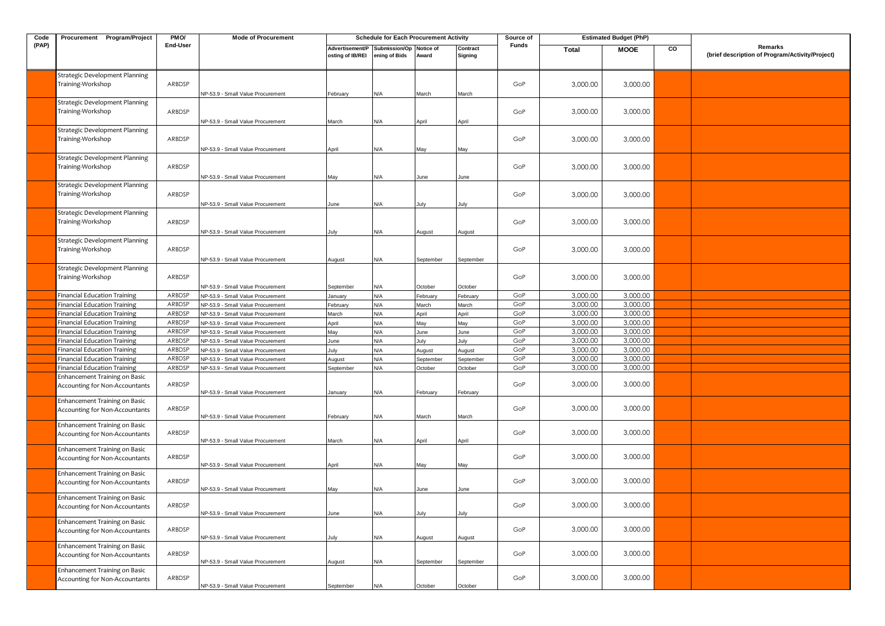| Code (PAP) | Procurement Program/Project | PMO/ End-User | Mode of Procurement | Schedule for Each Procurement Activity | | | | Source of Funds | Estimated Budget (PhP) | | | Remarks (brief description of Program/Activity/Project) |
|---|---|---|---|---|---|---|---|---|---|---|---|---|
| | | | | Advertisement/Posting of IB/REI | Submission/Opening of Bids | Notice of Award | Contract Signing | | Total | MOOE | CO | |
| | Strategic Development Planning Training-Workshop | ARBDSP | NP-53.9 - Small Value Procurement | February | N/A | March | March | GoP | 3,000.00 | 3,000.00 | | |
| | Strategic Development Planning Training-Workshop | ARBDSP | NP-53.9 - Small Value Procurement | March | N/A | April | April | GoP | 3,000.00 | 3,000.00 | | |
| | Strategic Development Planning Training-Workshop | ARBDSP | NP-53.9 - Small Value Procurement | April | N/A | May | May | GoP | 3,000.00 | 3,000.00 | | |
| | Strategic Development Planning Training-Workshop | ARBDSP | NP-53.9 - Small Value Procurement | May | N/A | June | June | GoP | 3,000.00 | 3,000.00 | | |
| | Strategic Development Planning Training-Workshop | ARBDSP | NP-53.9 - Small Value Procurement | June | N/A | July | July | GoP | 3,000.00 | 3,000.00 | | |
| | Strategic Development Planning Training-Workshop | ARBDSP | NP-53.9 - Small Value Procurement | July | N/A | August | August | GoP | 3,000.00 | 3,000.00 | | |
| | Strategic Development Planning Training-Workshop | ARBDSP | NP-53.9 - Small Value Procurement | August | N/A | September | September | GoP | 3,000.00 | 3,000.00 | | |
| | Strategic Development Planning Training-Workshop | ARBDSP | NP-53.9 - Small Value Procurement | September | N/A | October | October | GoP | 3,000.00 | 3,000.00 | | |
| | Financial Education Training | ARBDSP | NP-53.9 - Small Value Procurement | January | N/A | February | February | GoP | 3,000.00 | 3,000.00 | | |
| | Financial Education Training | ARBDSP | NP-53.9 - Small Value Procurement | February | N/A | March | March | GoP | 3,000.00 | 3,000.00 | | |
| | Financial Education Training | ARBDSP | NP-53.9 - Small Value Procurement | March | N/A | April | April | GoP | 3,000.00 | 3,000.00 | | |
| | Financial Education Training | ARBDSP | NP-53.9 - Small Value Procurement | April | N/A | May | May | GoP | 3,000.00 | 3,000.00 | | |
| | Financial Education Training | ARBDSP | NP-53.9 - Small Value Procurement | May | N/A | June | June | GoP | 3,000.00 | 3,000.00 | | |
| | Financial Education Training | ARBDSP | NP-53.9 - Small Value Procurement | June | N/A | July | July | GoP | 3,000.00 | 3,000.00 | | |
| | Financial Education Training | ARBDSP | NP-53.9 - Small Value Procurement | July | N/A | August | August | GoP | 3,000.00 | 3,000.00 | | |
| | Financial Education Training | ARBDSP | NP-53.9 - Small Value Procurement | August | N/A | September | September | GoP | 3,000.00 | 3,000.00 | | |
| | Financial Education Training | ARBDSP | NP-53.9 - Small Value Procurement | September | N/A | October | October | GoP | 3,000.00 | 3,000.00 | | |
| | Enhancement Training on Basic Accounting for Non-Accountants | ARBDSP | NP-53.9 - Small Value Procurement | January | N/A | February | February | GoP | 3,000.00 | 3,000.00 | | |
| | Enhancement Training on Basic Accounting for Non-Accountants | ARBDSP | NP-53.9 - Small Value Procurement | February | N/A | March | March | GoP | 3,000.00 | 3,000.00 | | |
| | Enhancement Training on Basic Accounting for Non-Accountants | ARBDSP | NP-53.9 - Small Value Procurement | March | N/A | April | April | GoP | 3,000.00 | 3,000.00 | | |
| | Enhancement Training on Basic Accounting for Non-Accountants | ARBDSP | NP-53.9 - Small Value Procurement | April | N/A | May | May | GoP | 3,000.00 | 3,000.00 | | |
| | Enhancement Training on Basic Accounting for Non-Accountants | ARBDSP | NP-53.9 - Small Value Procurement | May | N/A | June | June | GoP | 3,000.00 | 3,000.00 | | |
| | Enhancement Training on Basic Accounting for Non-Accountants | ARBDSP | NP-53.9 - Small Value Procurement | June | N/A | July | July | GoP | 3,000.00 | 3,000.00 | | |
| | Enhancement Training on Basic Accounting for Non-Accountants | ARBDSP | NP-53.9 - Small Value Procurement | July | N/A | August | August | GoP | 3,000.00 | 3,000.00 | | |
| | Enhancement Training on Basic Accounting for Non-Accountants | ARBDSP | NP-53.9 - Small Value Procurement | August | N/A | September | September | GoP | 3,000.00 | 3,000.00 | | |
| | Enhancement Training on Basic Accounting for Non-Accountants | ARBDSP | NP-53.9 - Small Value Procurement | September | N/A | October | October | GoP | 3,000.00 | 3,000.00 | | |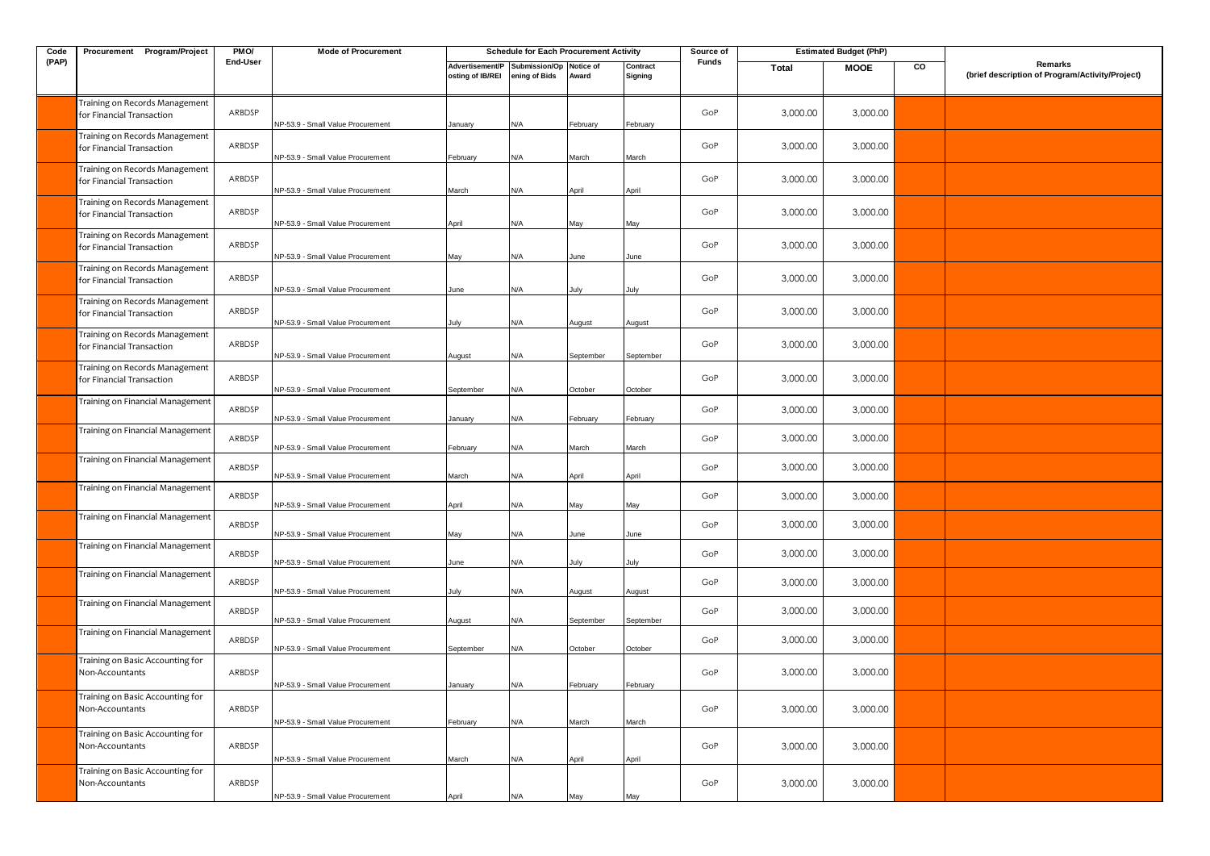| Code (PAP) | Procurement Program/Project | PMO/ End-User | Mode of Procurement | Schedule for Each Procurement Activity | | | | Source of Funds | Estimated Budget (PhP) | | | Remarks (brief description of Program/Activity/Project) |
|---|---|---|---|---|---|---|---|---|---|---|---|---|
| | | | | Advertisement/Posting of IB/REI | Submission/Opening of Bids | Notice of Award | Contract Signing | | Total | MOOE | CO | |
| | Training on Records Management for Financial Transaction | ARBDSP | NP-53.9 - Small Value Procurement | January | N/A | February | February | GoP | 3,000.00 | 3,000.00 | | |
| | Training on Records Management for Financial Transaction | ARBDSP | NP-53.9 - Small Value Procurement | February | N/A | March | March | GoP | 3,000.00 | 3,000.00 | | |
| | Training on Records Management for Financial Transaction | ARBDSP | NP-53.9 - Small Value Procurement | March | N/A | April | April | GoP | 3,000.00 | 3,000.00 | | |
| | Training on Records Management for Financial Transaction | ARBDSP | NP-53.9 - Small Value Procurement | April | N/A | May | May | GoP | 3,000.00 | 3,000.00 | | |
| | Training on Records Management for Financial Transaction | ARBDSP | NP-53.9 - Small Value Procurement | May | N/A | June | June | GoP | 3,000.00 | 3,000.00 | | |
| | Training on Records Management for Financial Transaction | ARBDSP | NP-53.9 - Small Value Procurement | June | N/A | July | July | GoP | 3,000.00 | 3,000.00 | | |
| | Training on Records Management for Financial Transaction | ARBDSP | NP-53.9 - Small Value Procurement | July | N/A | August | August | GoP | 3,000.00 | 3,000.00 | | |
| | Training on Records Management for Financial Transaction | ARBDSP | NP-53.9 - Small Value Procurement | August | N/A | September | September | GoP | 3,000.00 | 3,000.00 | | |
| | Training on Records Management for Financial Transaction | ARBDSP | NP-53.9 - Small Value Procurement | September | N/A | October | October | GoP | 3,000.00 | 3,000.00 | | |
| | Training on Financial Management | ARBDSP | NP-53.9 - Small Value Procurement | January | N/A | February | February | GoP | 3,000.00 | 3,000.00 | | |
| | Training on Financial Management | ARBDSP | NP-53.9 - Small Value Procurement | February | N/A | March | March | GoP | 3,000.00 | 3,000.00 | | |
| | Training on Financial Management | ARBDSP | NP-53.9 - Small Value Procurement | March | N/A | April | April | GoP | 3,000.00 | 3,000.00 | | |
| | Training on Financial Management | ARBDSP | NP-53.9 - Small Value Procurement | April | N/A | May | May | GoP | 3,000.00 | 3,000.00 | | |
| | Training on Financial Management | ARBDSP | NP-53.9 - Small Value Procurement | May | N/A | June | June | GoP | 3,000.00 | 3,000.00 | | |
| | Training on Financial Management | ARBDSP | NP-53.9 - Small Value Procurement | June | N/A | July | July | GoP | 3,000.00 | 3,000.00 | | |
| | Training on Financial Management | ARBDSP | NP-53.9 - Small Value Procurement | July | N/A | August | August | GoP | 3,000.00 | 3,000.00 | | |
| | Training on Financial Management | ARBDSP | NP-53.9 - Small Value Procurement | August | N/A | September | September | GoP | 3,000.00 | 3,000.00 | | |
| | Training on Financial Management | ARBDSP | NP-53.9 - Small Value Procurement | September | N/A | October | October | GoP | 3,000.00 | 3,000.00 | | |
| | Training on Basic Accounting for Non-Accountants | ARBDSP | NP-53.9 - Small Value Procurement | January | N/A | February | February | GoP | 3,000.00 | 3,000.00 | | |
| | Training on Basic Accounting for Non-Accountants | ARBDSP | NP-53.9 - Small Value Procurement | February | N/A | March | March | GoP | 3,000.00 | 3,000.00 | | |
| | Training on Basic Accounting for Non-Accountants | ARBDSP | NP-53.9 - Small Value Procurement | March | N/A | April | April | GoP | 3,000.00 | 3,000.00 | | |
| | Training on Basic Accounting for Non-Accountants | ARBDSP | NP-53.9 - Small Value Procurement | April | N/A | May | May | GoP | 3,000.00 | 3,000.00 | | |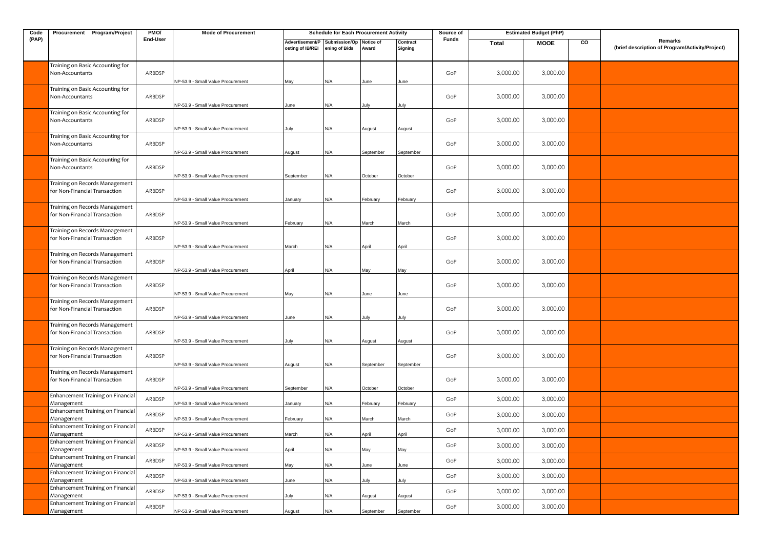| Code (PAP) | Procurement Program/Project | PMO/ End-User | Mode of Procurement | Schedule for Each Procurement Activity | | | | Source of Funds | Estimated Budget (PhP) | | | Remarks (brief description of Program/Activity/Project) |
|---|---|---|---|---|---|---|---|---|---|---|---|---|
| | | | | Advertisement/Posting of IB/REI | Submission/Opening of Bids | Notice of Award | Contract Signing | | Total | MOOE | CO | |
| | Training on Basic Accounting for Non-Accountants | ARBDSP | NP-53.9 - Small Value Procurement | May | N/A | June | June | GoP | 3,000.00 | 3,000.00 | | |
| | Training on Basic Accounting for Non-Accountants | ARBDSP | NP-53.9 - Small Value Procurement | June | N/A | July | July | GoP | 3,000.00 | 3,000.00 | | |
| | Training on Basic Accounting for Non-Accountants | ARBDSP | NP-53.9 - Small Value Procurement | July | N/A | August | August | GoP | 3,000.00 | 3,000.00 | | |
| | Training on Basic Accounting for Non-Accountants | ARBDSP | NP-53.9 - Small Value Procurement | August | N/A | September | September | GoP | 3,000.00 | 3,000.00 | | |
| | Training on Basic Accounting for Non-Accountants | ARBDSP | NP-53.9 - Small Value Procurement | September | N/A | October | October | GoP | 3,000.00 | 3,000.00 | | |
| | Training on Records Management for Non-Financial Transaction | ARBDSP | NP-53.9 - Small Value Procurement | January | N/A | February | February | GoP | 3,000.00 | 3,000.00 | | |
| | Training on Records Management for Non-Financial Transaction | ARBDSP | NP-53.9 - Small Value Procurement | February | N/A | March | March | GoP | 3,000.00 | 3,000.00 | | |
| | Training on Records Management for Non-Financial Transaction | ARBDSP | NP-53.9 - Small Value Procurement | March | N/A | April | April | GoP | 3,000.00 | 3,000.00 | | |
| | Training on Records Management for Non-Financial Transaction | ARBDSP | NP-53.9 - Small Value Procurement | April | N/A | May | May | GoP | 3,000.00 | 3,000.00 | | |
| | Training on Records Management for Non-Financial Transaction | ARBDSP | NP-53.9 - Small Value Procurement | May | N/A | June | June | GoP | 3,000.00 | 3,000.00 | | |
| | Training on Records Management for Non-Financial Transaction | ARBDSP | NP-53.9 - Small Value Procurement | June | N/A | July | July | GoP | 3,000.00 | 3,000.00 | | |
| | Training on Records Management for Non-Financial Transaction | ARBDSP | NP-53.9 - Small Value Procurement | July | N/A | August | August | GoP | 3,000.00 | 3,000.00 | | |
| | Training on Records Management for Non-Financial Transaction | ARBDSP | NP-53.9 - Small Value Procurement | August | N/A | September | September | GoP | 3,000.00 | 3,000.00 | | |
| | Training on Records Management for Non-Financial Transaction | ARBDSP | NP-53.9 - Small Value Procurement | September | N/A | October | October | GoP | 3,000.00 | 3,000.00 | | |
| | Enhancement Training on Financial Management | ARBDSP | NP-53.9 - Small Value Procurement | January | N/A | February | February | GoP | 3,000.00 | 3,000.00 | | |
| | Enhancement Training on Financial Management | ARBDSP | NP-53.9 - Small Value Procurement | February | N/A | March | March | GoP | 3,000.00 | 3,000.00 | | |
| | Enhancement Training on Financial Management | ARBDSP | NP-53.9 - Small Value Procurement | March | N/A | April | April | GoP | 3,000.00 | 3,000.00 | | |
| | Enhancement Training on Financial Management | ARBDSP | NP-53.9 - Small Value Procurement | April | N/A | May | May | GoP | 3,000.00 | 3,000.00 | | |
| | Enhancement Training on Financial Management | ARBDSP | NP-53.9 - Small Value Procurement | May | N/A | June | June | GoP | 3,000.00 | 3,000.00 | | |
| | Enhancement Training on Financial Management | ARBDSP | NP-53.9 - Small Value Procurement | June | N/A | July | July | GoP | 3,000.00 | 3,000.00 | | |
| | Enhancement Training on Financial Management | ARBDSP | NP-53.9 - Small Value Procurement | July | N/A | August | August | GoP | 3,000.00 | 3,000.00 | | |
| | Enhancement Training on Financial Management | ARBDSP | NP-53.9 - Small Value Procurement | August | N/A | September | September | GoP | 3,000.00 | 3,000.00 | | |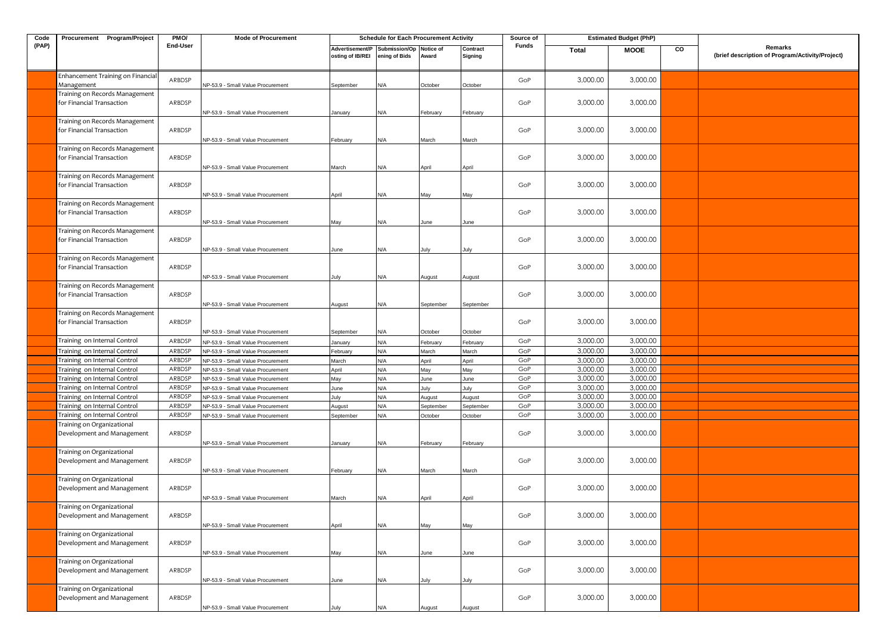| Code (PAP) | Procurement Program/Project | PMO/ End-User | Mode of Procurement | Schedule for Each Procurement Activity | | | | Source of Funds | Estimated Budget (PhP) | | | Remarks (brief description of Program/Activity/Project) |
|---|---|---|---|---|---|---|---|---|---|---|---|---|
| | | | | Advertisement/Posting of IB/REI | Submission/Opening of Bids | Notice of Award | Contract Signing | | Total | MOOE | CO | |
| | Enhancement Training on Financial Management | ARBDSP | NP-53.9 - Small Value Procurement | September | N/A | October | October | GoP | 3,000.00 | 3,000.00 | | |
| | Training on Records Management for Financial Transaction | ARBDSP | NP-53.9 - Small Value Procurement | January | N/A | February | February | GoP | 3,000.00 | 3,000.00 | | |
| | Training on Records Management for Financial Transaction | ARBDSP | NP-53.9 - Small Value Procurement | February | N/A | March | March | GoP | 3,000.00 | 3,000.00 | | |
| | Training on Records Management for Financial Transaction | ARBDSP | NP-53.9 - Small Value Procurement | March | N/A | April | April | GoP | 3,000.00 | 3,000.00 | | |
| | Training on Records Management for Financial Transaction | ARBDSP | NP-53.9 - Small Value Procurement | April | N/A | May | May | GoP | 3,000.00 | 3,000.00 | | |
| | Training on Records Management for Financial Transaction | ARBDSP | NP-53.9 - Small Value Procurement | May | N/A | June | June | GoP | 3,000.00 | 3,000.00 | | |
| | Training on Records Management for Financial Transaction | ARBDSP | NP-53.9 - Small Value Procurement | June | N/A | July | July | GoP | 3,000.00 | 3,000.00 | | |
| | Training on Records Management for Financial Transaction | ARBDSP | NP-53.9 - Small Value Procurement | July | N/A | August | August | GoP | 3,000.00 | 3,000.00 | | |
| | Training on Records Management for Financial Transaction | ARBDSP | NP-53.9 - Small Value Procurement | August | N/A | September | September | GoP | 3,000.00 | 3,000.00 | | |
| | Training on Records Management for Financial Transaction | ARBDSP | NP-53.9 - Small Value Procurement | September | N/A | October | October | GoP | 3,000.00 | 3,000.00 | | |
| | Training on Internal Control | ARBDSP | NP-53.9 - Small Value Procurement | January | N/A | February | February | GoP | 3,000.00 | 3,000.00 | | |
| | Training on Internal Control | ARBDSP | NP-53.9 - Small Value Procurement | February | N/A | March | March | GoP | 3,000.00 | 3,000.00 | | |
| | Training on Internal Control | ARBDSP | NP-53.9 - Small Value Procurement | March | N/A | April | April | GoP | 3,000.00 | 3,000.00 | | |
| | Training on Internal Control | ARBDSP | NP-53.9 - Small Value Procurement | April | N/A | May | May | GoP | 3,000.00 | 3,000.00 | | |
| | Training on Internal Control | ARBDSP | NP-53.9 - Small Value Procurement | May | N/A | June | June | GoP | 3,000.00 | 3,000.00 | | |
| | Training on Internal Control | ARBDSP | NP-53.9 - Small Value Procurement | June | N/A | July | July | GoP | 3,000.00 | 3,000.00 | | |
| | Training on Internal Control | ARBDSP | NP-53.9 - Small Value Procurement | July | N/A | August | August | GoP | 3,000.00 | 3,000.00 | | |
| | Training on Internal Control | ARBDSP | NP-53.9 - Small Value Procurement | August | N/A | September | September | GoP | 3,000.00 | 3,000.00 | | |
| | Training on Internal Control | ARBDSP | NP-53.9 - Small Value Procurement | September | N/A | October | October | GoP | 3,000.00 | 3,000.00 | | |
| | Training on Organizational Development and Management | ARBDSP | NP-53.9 - Small Value Procurement | January | N/A | February | February | GoP | 3,000.00 | 3,000.00 | | |
| | Training on Organizational Development and Management | ARBDSP | NP-53.9 - Small Value Procurement | February | N/A | March | March | GoP | 3,000.00 | 3,000.00 | | |
| | Training on Organizational Development and Management | ARBDSP | NP-53.9 - Small Value Procurement | March | N/A | April | April | GoP | 3,000.00 | 3,000.00 | | |
| | Training on Organizational Development and Management | ARBDSP | NP-53.9 - Small Value Procurement | April | N/A | May | May | GoP | 3,000.00 | 3,000.00 | | |
| | Training on Organizational Development and Management | ARBDSP | NP-53.9 - Small Value Procurement | May | N/A | June | June | GoP | 3,000.00 | 3,000.00 | | |
| | Training on Organizational Development and Management | ARBDSP | NP-53.9 - Small Value Procurement | June | N/A | July | July | GoP | 3,000.00 | 3,000.00 | | |
| | Training on Organizational Development and Management | ARBDSP | NP-53.9 - Small Value Procurement | July | N/A | August | August | GoP | 3,000.00 | 3,000.00 | | |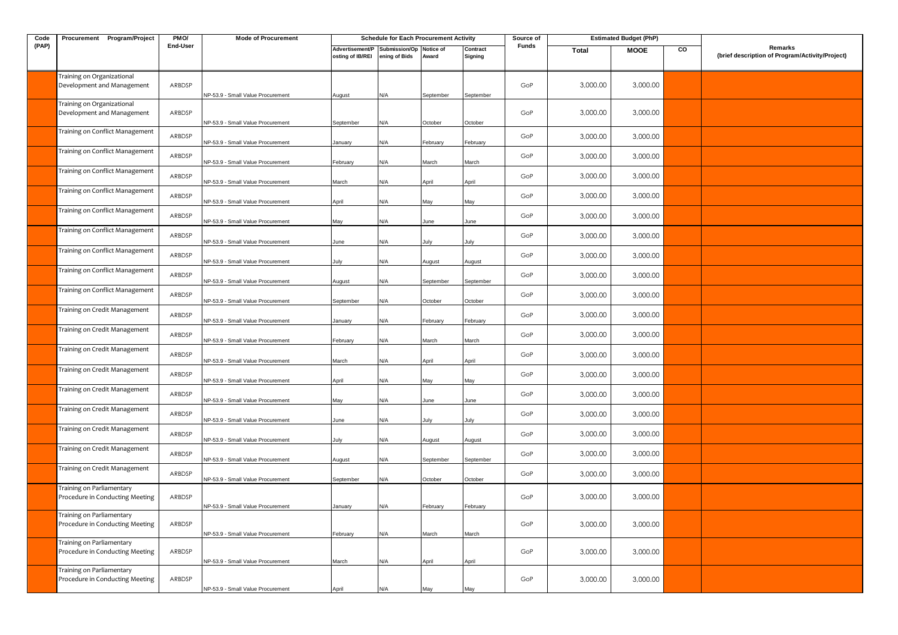| Code (PAP) | Procurement Program/Project | PMO/ End-User | Mode of Procurement | Schedule for Each Procurement Activity | | | | Source of Funds | Estimated Budget (PhP) | | | Remarks (brief description of Program/Activity/Project) |
|---|---|---|---|---|---|---|---|---|---|---|---|---|
| | | | | Advertisement/Posting of IB/REI | Submission/Opening of Bids | Notice of Award | Contract Signing | | Total | MOOE | CO | |
| | Training on Organizational Development and Management | ARBDSP | NP-53.9 - Small Value Procurement | August | N/A | September | September | GoP | 3,000.00 | 3,000.00 | | |
| | Training on Organizational Development and Management | ARBDSP | NP-53.9 - Small Value Procurement | September | N/A | October | October | GoP | 3,000.00 | 3,000.00 | | |
| | Training on Conflict Management | ARBDSP | NP-53.9 - Small Value Procurement | January | N/A | February | February | GoP | 3,000.00 | 3,000.00 | | |
| | Training on Conflict Management | ARBDSP | NP-53.9 - Small Value Procurement | February | N/A | March | March | GoP | 3,000.00 | 3,000.00 | | |
| | Training on Conflict Management | ARBDSP | NP-53.9 - Small Value Procurement | March | N/A | April | April | GoP | 3,000.00 | 3,000.00 | | |
| | Training on Conflict Management | ARBDSP | NP-53.9 - Small Value Procurement | April | N/A | May | May | GoP | 3,000.00 | 3,000.00 | | |
| | Training on Conflict Management | ARBDSP | NP-53.9 - Small Value Procurement | May | N/A | June | June | GoP | 3,000.00 | 3,000.00 | | |
| | Training on Conflict Management | ARBDSP | NP-53.9 - Small Value Procurement | June | N/A | July | July | GoP | 3,000.00 | 3,000.00 | | |
| | Training on Conflict Management | ARBDSP | NP-53.9 - Small Value Procurement | July | N/A | August | August | GoP | 3,000.00 | 3,000.00 | | |
| | Training on Conflict Management | ARBDSP | NP-53.9 - Small Value Procurement | August | N/A | September | September | GoP | 3,000.00 | 3,000.00 | | |
| | Training on Conflict Management | ARBDSP | NP-53.9 - Small Value Procurement | September | N/A | October | October | GoP | 3,000.00 | 3,000.00 | | |
| | Training on Credit Management | ARBDSP | NP-53.9 - Small Value Procurement | January | N/A | February | February | GoP | 3,000.00 | 3,000.00 | | |
| | Training on Credit Management | ARBDSP | NP-53.9 - Small Value Procurement | February | N/A | March | March | GoP | 3,000.00 | 3,000.00 | | |
| | Training on Credit Management | ARBDSP | NP-53.9 - Small Value Procurement | March | N/A | April | April | GoP | 3,000.00 | 3,000.00 | | |
| | Training on Credit Management | ARBDSP | NP-53.9 - Small Value Procurement | April | N/A | May | May | GoP | 3,000.00 | 3,000.00 | | |
| | Training on Credit Management | ARBDSP | NP-53.9 - Small Value Procurement | May | N/A | June | June | GoP | 3,000.00 | 3,000.00 | | |
| | Training on Credit Management | ARBDSP | NP-53.9 - Small Value Procurement | June | N/A | July | July | GoP | 3,000.00 | 3,000.00 | | |
| | Training on Credit Management | ARBDSP | NP-53.9 - Small Value Procurement | July | N/A | August | August | GoP | 3,000.00 | 3,000.00 | | |
| | Training on Credit Management | ARBDSP | NP-53.9 - Small Value Procurement | August | N/A | September | September | GoP | 3,000.00 | 3,000.00 | | |
| | Training on Credit Management | ARBDSP | NP-53.9 - Small Value Procurement | September | N/A | October | October | GoP | 3,000.00 | 3,000.00 | | |
| | Training on Parliamentary Procedure in Conducting Meeting | ARBDSP | NP-53.9 - Small Value Procurement | January | N/A | February | February | GoP | 3,000.00 | 3,000.00 | | |
| | Training on Parliamentary Procedure in Conducting Meeting | ARBDSP | NP-53.9 - Small Value Procurement | February | N/A | March | March | GoP | 3,000.00 | 3,000.00 | | |
| | Training on Parliamentary Procedure in Conducting Meeting | ARBDSP | NP-53.9 - Small Value Procurement | March | N/A | April | April | GoP | 3,000.00 | 3,000.00 | | |
| | Training on Parliamentary Procedure in Conducting Meeting | ARBDSP | NP-53.9 - Small Value Procurement | April | N/A | May | May | GoP | 3,000.00 | 3,000.00 | | |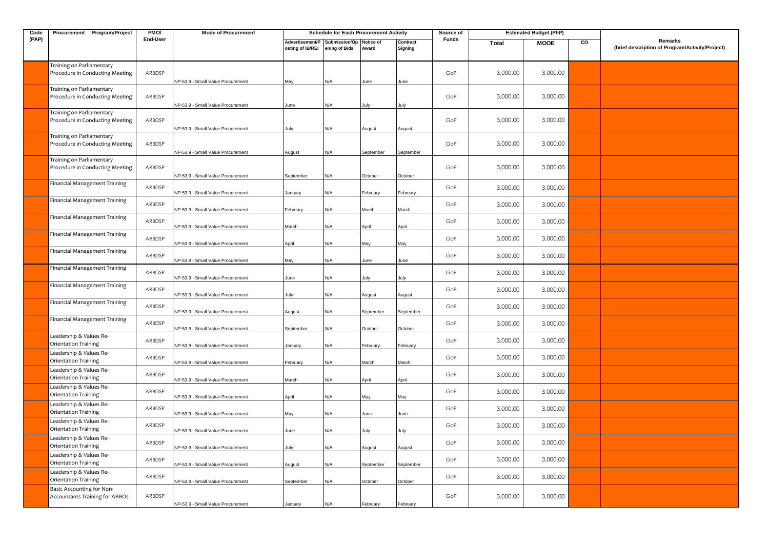| Code (PAP) | Procurement Program/Project | PMO/ End-User | Mode of Procurement | Schedule for Each Procurement Activity | | | | Source of Funds | Estimated Budget (PhP) | | | Remarks (brief description of Program/Activity/Project) |
|---|---|---|---|---|---|---|---|---|---|---|---|---|
| | | | | Advertisement/Posting of IB/REI | Submission/Opening of Bids | Notice of Award | Contract Signing | | Total | MOOE | CO | |
| | Training on Parliamentary Procedure in Conducting Meeting | ARBDSP | NP-53.9 - Small Value Procurement | May | N/A | June | June | GoP | 3,000.00 | 3,000.00 | | |
| | Training on Parliamentary Procedure in Conducting Meeting | ARBDSP | NP-53.9 - Small Value Procurement | June | N/A | July | July | GoP | 3,000.00 | 3,000.00 | | |
| | Training on Parliamentary Procedure in Conducting Meeting | ARBDSP | NP-53.9 - Small Value Procurement | July | N/A | August | August | GoP | 3,000.00 | 3,000.00 | | |
| | Training on Parliamentary Procedure in Conducting Meeting | ARBDSP | NP-53.9 - Small Value Procurement | August | N/A | September | September | GoP | 3,000.00 | 3,000.00 | | |
| | Training on Parliamentary Procedure in Conducting Meeting | ARBDSP | NP-53.9 - Small Value Procurement | September | N/A | October | October | GoP | 3,000.00 | 3,000.00 | | |
| | Financial Management Training | ARBDSP | NP-53.9 - Small Value Procurement | January | N/A | February | February | GoP | 3,000.00 | 3,000.00 | | |
| | Financial Management Training | ARBDSP | NP-53.9 - Small Value Procurement | February | N/A | March | March | GoP | 3,000.00 | 3,000.00 | | |
| | Financial Management Training | ARBDSP | NP-53.9 - Small Value Procurement | March | N/A | April | April | GoP | 3,000.00 | 3,000.00 | | |
| | Financial Management Training | ARBDSP | NP-53.9 - Small Value Procurement | April | N/A | May | May | GoP | 3,000.00 | 3,000.00 | | |
| | Financial Management Training | ARBDSP | NP-53.9 - Small Value Procurement | May | N/A | June | June | GoP | 3,000.00 | 3,000.00 | | |
| | Financial Management Training | ARBDSP | NP-53.9 - Small Value Procurement | June | N/A | July | July | GoP | 3,000.00 | 3,000.00 | | |
| | Financial Management Training | ARBDSP | NP-53.9 - Small Value Procurement | July | N/A | August | August | GoP | 3,000.00 | 3,000.00 | | |
| | Financial Management Training | ARBDSP | NP-53.9 - Small Value Procurement | August | N/A | September | September | GoP | 3,000.00 | 3,000.00 | | |
| | Financial Management Training | ARBDSP | NP-53.9 - Small Value Procurement | September | N/A | October | October | GoP | 3,000.00 | 3,000.00 | | |
| | Leadership & Values Re-Orientation Training | ARBDSP | NP-53.9 - Small Value Procurement | January | N/A | February | February | GoP | 3,000.00 | 3,000.00 | | |
| | Leadership & Values Re-Orientation Training | ARBDSP | NP-53.9 - Small Value Procurement | February | N/A | March | March | GoP | 3,000.00 | 3,000.00 | | |
| | Leadership & Values Re-Orientation Training | ARBDSP | NP-53.9 - Small Value Procurement | March | N/A | April | April | GoP | 3,000.00 | 3,000.00 | | |
| | Leadership & Values Re-Orientation Training | ARBDSP | NP-53.9 - Small Value Procurement | April | N/A | May | May | GoP | 3,000.00 | 3,000.00 | | |
| | Leadership & Values Re-Orientation Training | ARBDSP | NP-53.9 - Small Value Procurement | May | N/A | June | June | GoP | 3,000.00 | 3,000.00 | | |
| | Leadership & Values Re-Orientation Training | ARBDSP | NP-53.9 - Small Value Procurement | June | N/A | July | July | GoP | 3,000.00 | 3,000.00 | | |
| | Leadership & Values Re-Orientation Training | ARBDSP | NP-53.9 - Small Value Procurement | July | N/A | August | August | GoP | 3,000.00 | 3,000.00 | | |
| | Leadership & Values Re-Orientation Training | ARBDSP | NP-53.9 - Small Value Procurement | August | N/A | September | September | GoP | 3,000.00 | 3,000.00 | | |
| | Leadership & Values Re-Orientation Training | ARBDSP | NP-53.9 - Small Value Procurement | September | N/A | October | October | GoP | 3,000.00 | 3,000.00 | | |
| | Basic Accounting for Non-Accountants Training for ARBOs | ARBDSP | NP-53.9 - Small Value Procurement | January | N/A | February | February | GoP | 3,000.00 | 3,000.00 | | |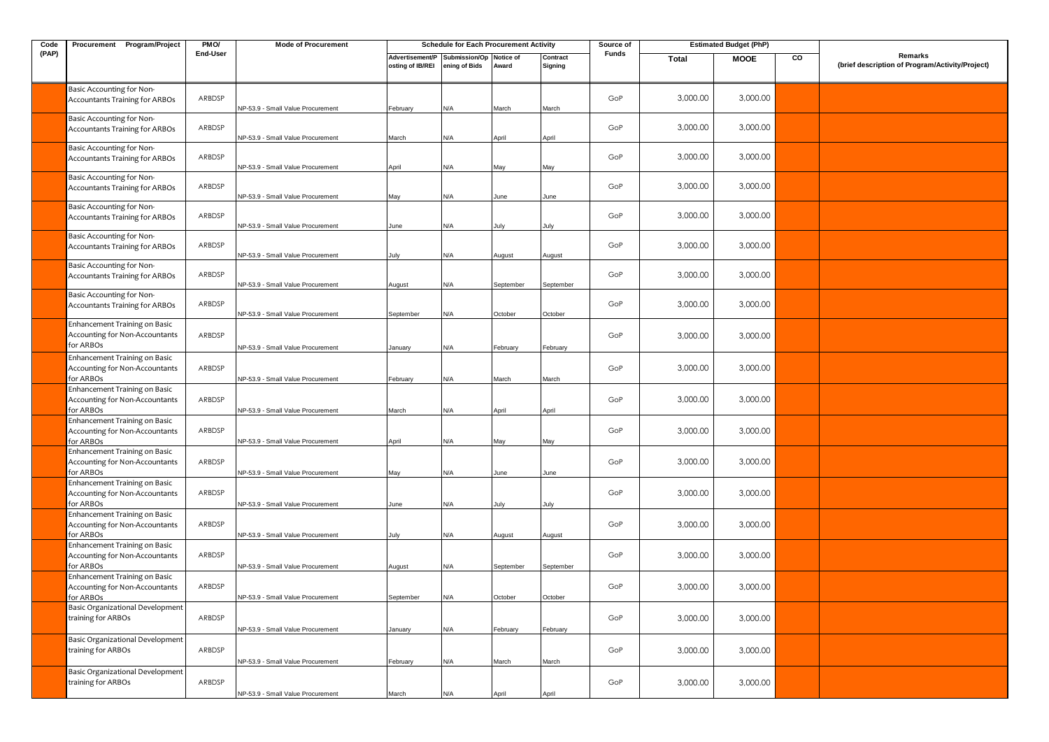| Code (PAP) | Procurement Program/Project | PMO/ End-User | Mode of Procurement | Schedule for Each Procurement Activity | | | | Source of Funds | Estimated Budget (PhP) | | | Remarks (brief description of Program/Activity/Project) |
|---|---|---|---|---|---|---|---|---|---|---|---|---|
| | | | | Advertisement/Posting of IB/REI | Submission/Opening of Bids | Notice of Award | Contract Signing | | Total | MOOE | CO | |
| | Basic Accounting for Non-Accountants Training for ARBOs | ARBDSP | NP-53.9 - Small Value Procurement | February | N/A | March | March | GoP | 3,000.00 | 3,000.00 | | |
| | Basic Accounting for Non-Accountants Training for ARBOs | ARBDSP | NP-53.9 - Small Value Procurement | March | N/A | April | April | GoP | 3,000.00 | 3,000.00 | | |
| | Basic Accounting for Non-Accountants Training for ARBOs | ARBDSP | NP-53.9 - Small Value Procurement | April | N/A | May | May | GoP | 3,000.00 | 3,000.00 | | |
| | Basic Accounting for Non-Accountants Training for ARBOs | ARBDSP | NP-53.9 - Small Value Procurement | May | N/A | June | June | GoP | 3,000.00 | 3,000.00 | | |
| | Basic Accounting for Non-Accountants Training for ARBOs | ARBDSP | NP-53.9 - Small Value Procurement | June | N/A | July | July | GoP | 3,000.00 | 3,000.00 | | |
| | Basic Accounting for Non-Accountants Training for ARBOs | ARBDSP | NP-53.9 - Small Value Procurement | July | N/A | August | August | GoP | 3,000.00 | 3,000.00 | | |
| | Basic Accounting for Non-Accountants Training for ARBOs | ARBDSP | NP-53.9 - Small Value Procurement | August | N/A | September | September | GoP | 3,000.00 | 3,000.00 | | |
| | Basic Accounting for Non-Accountants Training for ARBOs | ARBDSP | NP-53.9 - Small Value Procurement | September | N/A | October | October | GoP | 3,000.00 | 3,000.00 | | |
| | Enhancement Training on Basic Accounting for Non-Accountants for ARBOs | ARBDSP | NP-53.9 - Small Value Procurement | January | N/A | February | February | GoP | 3,000.00 | 3,000.00 | | |
| | Enhancement Training on Basic Accounting for Non-Accountants for ARBOs | ARBDSP | NP-53.9 - Small Value Procurement | February | N/A | March | March | GoP | 3,000.00 | 3,000.00 | | |
| | Enhancement Training on Basic Accounting for Non-Accountants for ARBOs | ARBDSP | NP-53.9 - Small Value Procurement | March | N/A | April | April | GoP | 3,000.00 | 3,000.00 | | |
| | Enhancement Training on Basic Accounting for Non-Accountants for ARBOs | ARBDSP | NP-53.9 - Small Value Procurement | April | N/A | May | May | GoP | 3,000.00 | 3,000.00 | | |
| | Enhancement Training on Basic Accounting for Non-Accountants for ARBOs | ARBDSP | NP-53.9 - Small Value Procurement | May | N/A | June | June | GoP | 3,000.00 | 3,000.00 | | |
| | Enhancement Training on Basic Accounting for Non-Accountants for ARBOs | ARBDSP | NP-53.9 - Small Value Procurement | June | N/A | July | July | GoP | 3,000.00 | 3,000.00 | | |
| | Enhancement Training on Basic Accounting for Non-Accountants for ARBOs | ARBDSP | NP-53.9 - Small Value Procurement | July | N/A | August | August | GoP | 3,000.00 | 3,000.00 | | |
| | Enhancement Training on Basic Accounting for Non-Accountants for ARBOs | ARBDSP | NP-53.9 - Small Value Procurement | August | N/A | September | September | GoP | 3,000.00 | 3,000.00 | | |
| | Enhancement Training on Basic Accounting for Non-Accountants for ARBOs | ARBDSP | NP-53.9 - Small Value Procurement | September | N/A | October | October | GoP | 3,000.00 | 3,000.00 | | |
| | Basic Organizational Development training for ARBOs | ARBDSP | NP-53.9 - Small Value Procurement | January | N/A | February | February | GoP | 3,000.00 | 3,000.00 | | |
| | Basic Organizational Development training for ARBOs | ARBDSP | NP-53.9 - Small Value Procurement | February | N/A | March | March | GoP | 3,000.00 | 3,000.00 | | |
| | Basic Organizational Development training for ARBOs | ARBDSP | NP-53.9 - Small Value Procurement | March | N/A | April | April | GoP | 3,000.00 | 3,000.00 | | |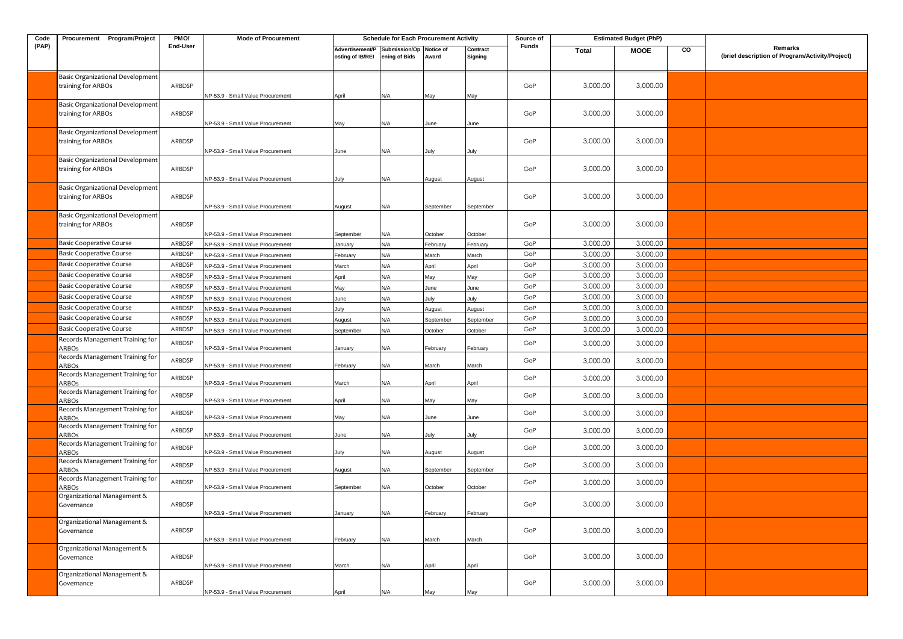| Code (PAP) | Procurement Program/Project | PMO/ End-User | Mode of Procurement | Schedule for Each Procurement Activity | | | | Source of Funds | Estimated Budget (PhP) | | | Remarks (brief description of Program/Activity/Project) |
|---|---|---|---|---|---|---|---|---|---|---|---|---|
| | | | | Advertisement/Posting of IB/REI | Submission/Opening of Bids | Notice of Award | Contract Signing | | Total | MOOE | CO | |
| | Basic Organizational Development training for ARBOs | ARBDSP | NP-53.9 - Small Value Procurement | April | N/A | May | May | GoP | 3,000.00 | 3,000.00 | | |
| | Basic Organizational Development training for ARBOs | ARBDSP | NP-53.9 - Small Value Procurement | May | N/A | June | June | GoP | 3,000.00 | 3,000.00 | | |
| | Basic Organizational Development training for ARBOs | ARBDSP | NP-53.9 - Small Value Procurement | June | N/A | July | July | GoP | 3,000.00 | 3,000.00 | | |
| | Basic Organizational Development training for ARBOs | ARBDSP | NP-53.9 - Small Value Procurement | July | N/A | August | August | GoP | 3,000.00 | 3,000.00 | | |
| | Basic Organizational Development training for ARBOs | ARBDSP | NP-53.9 - Small Value Procurement | August | N/A | September | September | GoP | 3,000.00 | 3,000.00 | | |
| | Basic Organizational Development training for ARBOs | ARBDSP | NP-53.9 - Small Value Procurement | September | N/A | October | October | GoP | 3,000.00 | 3,000.00 | | |
| | Basic Cooperative Course | ARBDSP | NP-53.9 - Small Value Procurement | January | N/A | February | February | GoP | 3,000.00 | 3,000.00 | | |
| | Basic Cooperative Course | ARBDSP | NP-53.9 - Small Value Procurement | February | N/A | March | March | GoP | 3,000.00 | 3,000.00 | | |
| | Basic Cooperative Course | ARBDSP | NP-53.9 - Small Value Procurement | March | N/A | April | April | GoP | 3,000.00 | 3,000.00 | | |
| | Basic Cooperative Course | ARBDSP | NP-53.9 - Small Value Procurement | April | N/A | May | May | GoP | 3,000.00 | 3,000.00 | | |
| | Basic Cooperative Course | ARBDSP | NP-53.9 - Small Value Procurement | May | N/A | June | June | GoP | 3,000.00 | 3,000.00 | | |
| | Basic Cooperative Course | ARBDSP | NP-53.9 - Small Value Procurement | June | N/A | July | July | GoP | 3,000.00 | 3,000.00 | | |
| | Basic Cooperative Course | ARBDSP | NP-53.9 - Small Value Procurement | July | N/A | August | August | GoP | 3,000.00 | 3,000.00 | | |
| | Basic Cooperative Course | ARBDSP | NP-53.9 - Small Value Procurement | August | N/A | September | September | GoP | 3,000.00 | 3,000.00 | | |
| | Basic Cooperative Course | ARBDSP | NP-53.9 - Small Value Procurement | September | N/A | October | October | GoP | 3,000.00 | 3,000.00 | | |
| | Records Management Training for ARBOs | ARBDSP | NP-53.9 - Small Value Procurement | January | N/A | February | February | GoP | 3,000.00 | 3,000.00 | | |
| | Records Management Training for ARBOs | ARBDSP | NP-53.9 - Small Value Procurement | February | N/A | March | March | GoP | 3,000.00 | 3,000.00 | | |
| | Records Management Training for ARBOs | ARBDSP | NP-53.9 - Small Value Procurement | March | N/A | April | April | GoP | 3,000.00 | 3,000.00 | | |
| | Records Management Training for ARBOs | ARBDSP | NP-53.9 - Small Value Procurement | April | N/A | May | May | GoP | 3,000.00 | 3,000.00 | | |
| | Records Management Training for ARBOs | ARBDSP | NP-53.9 - Small Value Procurement | May | N/A | June | June | GoP | 3,000.00 | 3,000.00 | | |
| | Records Management Training for ARBOs | ARBDSP | NP-53.9 - Small Value Procurement | June | N/A | July | July | GoP | 3,000.00 | 3,000.00 | | |
| | Records Management Training for ARBOs | ARBDSP | NP-53.9 - Small Value Procurement | July | N/A | August | August | GoP | 3,000.00 | 3,000.00 | | |
| | Records Management Training for ARBOs | ARBDSP | NP-53.9 - Small Value Procurement | August | N/A | September | September | GoP | 3,000.00 | 3,000.00 | | |
| | Records Management Training for ARBOs | ARBDSP | NP-53.9 - Small Value Procurement | September | N/A | October | October | GoP | 3,000.00 | 3,000.00 | | |
| | Organizational Management & Governance | ARBDSP | NP-53.9 - Small Value Procurement | January | N/A | February | February | GoP | 3,000.00 | 3,000.00 | | |
| | Organizational Management & Governance | ARBDSP | NP-53.9 - Small Value Procurement | February | N/A | March | March | GoP | 3,000.00 | 3,000.00 | | |
| | Organizational Management & Governance | ARBDSP | NP-53.9 - Small Value Procurement | March | N/A | April | April | GoP | 3,000.00 | 3,000.00 | | |
| | Organizational Management & Governance | ARBDSP | NP-53.9 - Small Value Procurement | April | N/A | May | May | GoP | 3,000.00 | 3,000.00 | | |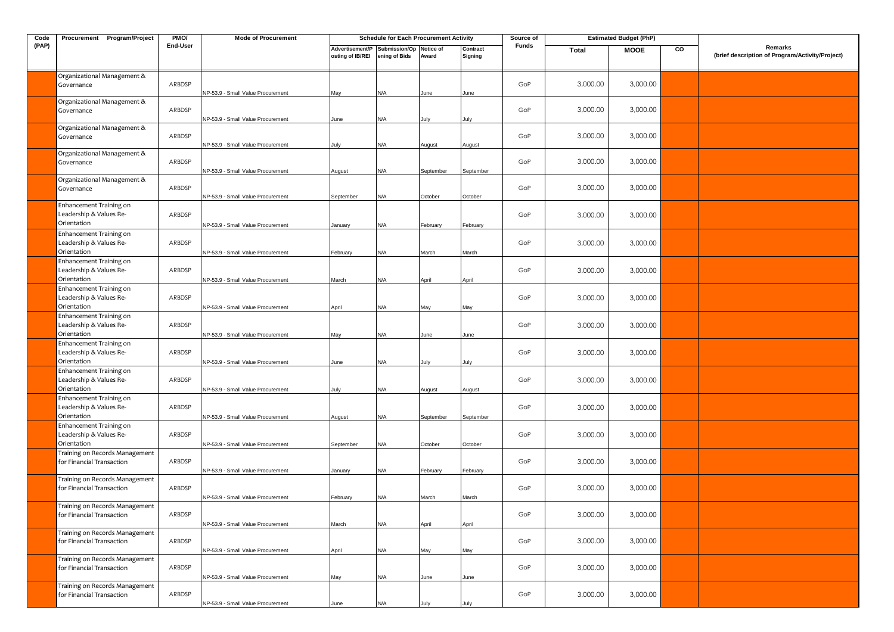| Code (PAP) | Procurement Program/Project | PMO/ End-User | Mode of Procurement | Schedule for Each Procurement Activity | | | | Source of Funds | Estimated Budget (PhP) | | | Remarks (brief description of Program/Activity/Project) |
|---|---|---|---|---|---|---|---|---|---|---|---|---|
| | | | | Advertisement/Posting of IB/REI | Submission/Opening of Bids | Notice of Award | Contract Signing | | Total | MOOE | CO | |
| | Organizational Management & Governance | ARBDSP | NP-53.9 - Small Value Procurement | May | N/A | June | June | GoP | 3,000.00 | 3,000.00 | | |
| | Organizational Management & Governance | ARBDSP | NP-53.9 - Small Value Procurement | June | N/A | July | July | GoP | 3,000.00 | 3,000.00 | | |
| | Organizational Management & Governance | ARBDSP | NP-53.9 - Small Value Procurement | July | N/A | August | August | GoP | 3,000.00 | 3,000.00 | | |
| | Organizational Management & Governance | ARBDSP | NP-53.9 - Small Value Procurement | August | N/A | September | September | GoP | 3,000.00 | 3,000.00 | | |
| | Organizational Management & Governance | ARBDSP | NP-53.9 - Small Value Procurement | September | N/A | October | October | GoP | 3,000.00 | 3,000.00 | | |
| | Enhancement Training on Leadership & Values Re-Orientation | ARBDSP | NP-53.9 - Small Value Procurement | January | N/A | February | February | GoP | 3,000.00 | 3,000.00 | | |
| | Enhancement Training on Leadership & Values Re-Orientation | ARBDSP | NP-53.9 - Small Value Procurement | February | N/A | March | March | GoP | 3,000.00 | 3,000.00 | | |
| | Enhancement Training on Leadership & Values Re-Orientation | ARBDSP | NP-53.9 - Small Value Procurement | March | N/A | April | April | GoP | 3,000.00 | 3,000.00 | | |
| | Enhancement Training on Leadership & Values Re-Orientation | ARBDSP | NP-53.9 - Small Value Procurement | April | N/A | May | May | GoP | 3,000.00 | 3,000.00 | | |
| | Enhancement Training on Leadership & Values Re-Orientation | ARBDSP | NP-53.9 - Small Value Procurement | May | N/A | June | June | GoP | 3,000.00 | 3,000.00 | | |
| | Enhancement Training on Leadership & Values Re-Orientation | ARBDSP | NP-53.9 - Small Value Procurement | June | N/A | July | July | GoP | 3,000.00 | 3,000.00 | | |
| | Enhancement Training on Leadership & Values Re-Orientation | ARBDSP | NP-53.9 - Small Value Procurement | July | N/A | August | August | GoP | 3,000.00 | 3,000.00 | | |
| | Enhancement Training on Leadership & Values Re-Orientation | ARBDSP | NP-53.9 - Small Value Procurement | August | N/A | September | September | GoP | 3,000.00 | 3,000.00 | | |
| | Enhancement Training on Leadership & Values Re-Orientation | ARBDSP | NP-53.9 - Small Value Procurement | September | N/A | October | October | GoP | 3,000.00 | 3,000.00 | | |
| | Training on Records Management for Financial Transaction | ARBDSP | NP-53.9 - Small Value Procurement | January | N/A | February | February | GoP | 3,000.00 | 3,000.00 | | |
| | Training on Records Management for Financial Transaction | ARBDSP | NP-53.9 - Small Value Procurement | February | N/A | March | March | GoP | 3,000.00 | 3,000.00 | | |
| | Training on Records Management for Financial Transaction | ARBDSP | NP-53.9 - Small Value Procurement | March | N/A | April | April | GoP | 3,000.00 | 3,000.00 | | |
| | Training on Records Management for Financial Transaction | ARBDSP | NP-53.9 - Small Value Procurement | April | N/A | May | May | GoP | 3,000.00 | 3,000.00 | | |
| | Training on Records Management for Financial Transaction | ARBDSP | NP-53.9 - Small Value Procurement | May | N/A | June | June | GoP | 3,000.00 | 3,000.00 | | |
| | Training on Records Management for Financial Transaction | ARBDSP | NP-53.9 - Small Value Procurement | June | N/A | July | July | GoP | 3,000.00 | 3,000.00 | | |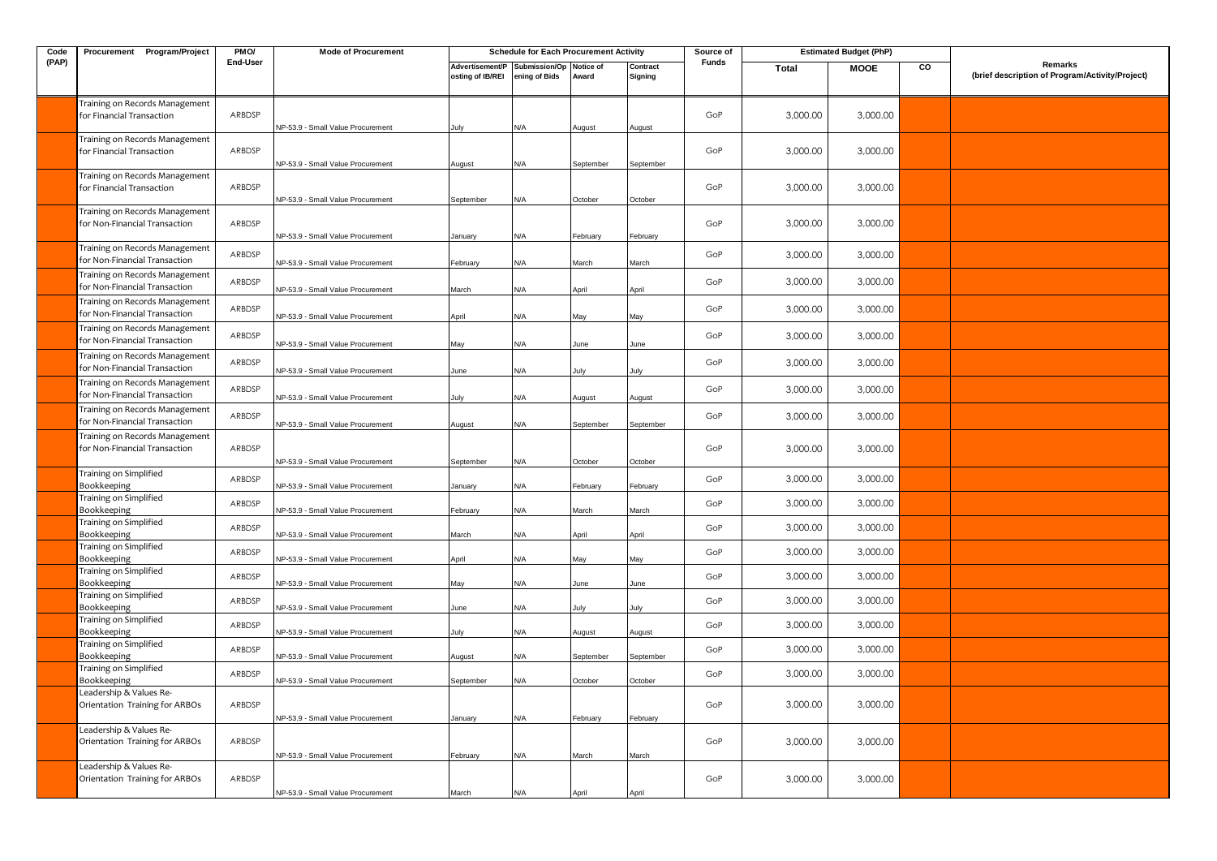| Code (PAP) | Procurement Program/Project | PMO/ End-User | Mode of Procurement | Schedule for Each Procurement Activity | | | | Source of Funds | Estimated Budget (PhP) | | | Remarks (brief description of Program/Activity/Project) |
|---|---|---|---|---|---|---|---|---|---|---|---|---|
| | | | | Advertisement/Posting of IB/REI | Submission/Opening of Bids | Notice of Award | Contract Signing | | Total | MOOE | CO | |
| | Training on Records Management for Financial Transaction | ARBDSP | NP-53.9 - Small Value Procurement | July | N/A | August | August | GoP | 3,000.00 | 3,000.00 | | |
| | Training on Records Management for Financial Transaction | ARBDSP | NP-53.9 - Small Value Procurement | August | N/A | September | September | GoP | 3,000.00 | 3,000.00 | | |
| | Training on Records Management for Financial Transaction | ARBDSP | NP-53.9 - Small Value Procurement | September | N/A | October | October | GoP | 3,000.00 | 3,000.00 | | |
| | Training on Records Management for Non-Financial Transaction | ARBDSP | NP-53.9 - Small Value Procurement | January | N/A | February | February | GoP | 3,000.00 | 3,000.00 | | |
| | Training on Records Management for Non-Financial Transaction | ARBDSP | NP-53.9 - Small Value Procurement | February | N/A | March | March | GoP | 3,000.00 | 3,000.00 | | |
| | Training on Records Management for Non-Financial Transaction | ARBDSP | NP-53.9 - Small Value Procurement | March | N/A | April | April | GoP | 3,000.00 | 3,000.00 | | |
| | Training on Records Management for Non-Financial Transaction | ARBDSP | NP-53.9 - Small Value Procurement | April | N/A | May | May | GoP | 3,000.00 | 3,000.00 | | |
| | Training on Records Management for Non-Financial Transaction | ARBDSP | NP-53.9 - Small Value Procurement | May | N/A | June | June | GoP | 3,000.00 | 3,000.00 | | |
| | Training on Records Management for Non-Financial Transaction | ARBDSP | NP-53.9 - Small Value Procurement | June | N/A | July | July | GoP | 3,000.00 | 3,000.00 | | |
| | Training on Records Management for Non-Financial Transaction | ARBDSP | NP-53.9 - Small Value Procurement | July | N/A | August | August | GoP | 3,000.00 | 3,000.00 | | |
| | Training on Records Management for Non-Financial Transaction | ARBDSP | NP-53.9 - Small Value Procurement | August | N/A | September | September | GoP | 3,000.00 | 3,000.00 | | |
| | Training on Records Management for Non-Financial Transaction | ARBDSP | NP-53.9 - Small Value Procurement | September | N/A | October | October | GoP | 3,000.00 | 3,000.00 | | |
| | Training on Simplified Bookkeeping | ARBDSP | NP-53.9 - Small Value Procurement | January | N/A | February | February | GoP | 3,000.00 | 3,000.00 | | |
| | Training on Simplified Bookkeeping | ARBDSP | NP-53.9 - Small Value Procurement | February | N/A | March | March | GoP | 3,000.00 | 3,000.00 | | |
| | Training on Simplified Bookkeeping | ARBDSP | NP-53.9 - Small Value Procurement | March | N/A | April | April | GoP | 3,000.00 | 3,000.00 | | |
| | Training on Simplified Bookkeeping | ARBDSP | NP-53.9 - Small Value Procurement | April | N/A | May | May | GoP | 3,000.00 | 3,000.00 | | |
| | Training on Simplified Bookkeeping | ARBDSP | NP-53.9 - Small Value Procurement | May | N/A | June | June | GoP | 3,000.00 | 3,000.00 | | |
| | Training on Simplified Bookkeeping | ARBDSP | NP-53.9 - Small Value Procurement | June | N/A | July | July | GoP | 3,000.00 | 3,000.00 | | |
| | Training on Simplified Bookkeeping | ARBDSP | NP-53.9 - Small Value Procurement | July | N/A | August | August | GoP | 3,000.00 | 3,000.00 | | |
| | Training on Simplified Bookkeeping | ARBDSP | NP-53.9 - Small Value Procurement | August | N/A | September | September | GoP | 3,000.00 | 3,000.00 | | |
| | Training on Simplified Bookkeeping | ARBDSP | NP-53.9 - Small Value Procurement | September | N/A | October | October | GoP | 3,000.00 | 3,000.00 | | |
| | Leadership & Values Re-Orientation Training for ARBOs | ARBDSP | NP-53.9 - Small Value Procurement | January | N/A | February | February | GoP | 3,000.00 | 3,000.00 | | |
| | Leadership & Values Re-Orientation Training for ARBOs | ARBDSP | NP-53.9 - Small Value Procurement | February | N/A | March | March | GoP | 3,000.00 | 3,000.00 | | |
| | Leadership & Values Re-Orientation Training for ARBOs | ARBDSP | NP-53.9 - Small Value Procurement | March | N/A | April | April | GoP | 3,000.00 | 3,000.00 | | |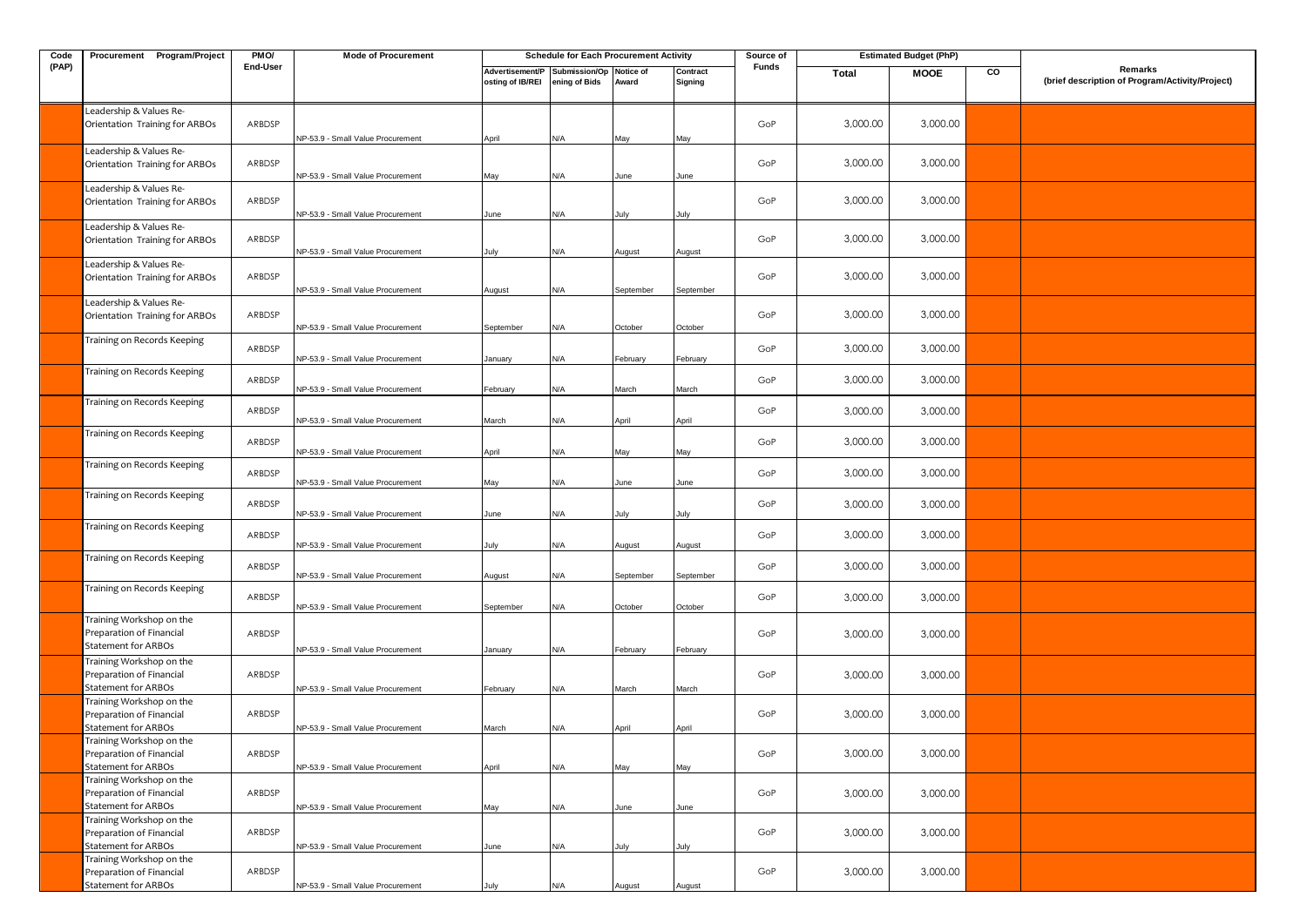| Code (PAP) | Procurement Program/Project | PMO/ End-User | Mode of Procurement | Schedule for Each Procurement Activity | | | | Source of Funds | Estimated Budget (PhP) | | | Remarks (brief description of Program/Activity/Project) |
|---|---|---|---|---|---|---|---|---|---|---|---|---|
| | | | | Advertisement/Posting of IB/REI | Submission/Opening of Bids | Notice of Award | Contract Signing | | Total | MOOE | CO | |
| | Leadership & Values Re-Orientation Training for ARBOs | ARBDSP | NP-53.9 - Small Value Procurement | April | N/A | May | May | GoP | 3,000.00 | 3,000.00 | | |
| | Leadership & Values Re-Orientation Training for ARBOs | ARBDSP | NP-53.9 - Small Value Procurement | May | N/A | June | June | GoP | 3,000.00 | 3,000.00 | | |
| | Leadership & Values Re-Orientation Training for ARBOs | ARBDSP | NP-53.9 - Small Value Procurement | June | N/A | July | July | GoP | 3,000.00 | 3,000.00 | | |
| | Leadership & Values Re-Orientation Training for ARBOs | ARBDSP | NP-53.9 - Small Value Procurement | July | N/A | August | August | GoP | 3,000.00 | 3,000.00 | | |
| | Leadership & Values Re-Orientation Training for ARBOs | ARBDSP | NP-53.9 - Small Value Procurement | August | N/A | September | September | GoP | 3,000.00 | 3,000.00 | | |
| | Leadership & Values Re-Orientation Training for ARBOs | ARBDSP | NP-53.9 - Small Value Procurement | September | N/A | October | October | GoP | 3,000.00 | 3,000.00 | | |
| | Training on Records Keeping | ARBDSP | NP-53.9 - Small Value Procurement | January | N/A | February | February | GoP | 3,000.00 | 3,000.00 | | |
| | Training on Records Keeping | ARBDSP | NP-53.9 - Small Value Procurement | February | N/A | March | March | GoP | 3,000.00 | 3,000.00 | | |
| | Training on Records Keeping | ARBDSP | NP-53.9 - Small Value Procurement | March | N/A | April | April | GoP | 3,000.00 | 3,000.00 | | |
| | Training on Records Keeping | ARBDSP | NP-53.9 - Small Value Procurement | April | N/A | May | May | GoP | 3,000.00 | 3,000.00 | | |
| | Training on Records Keeping | ARBDSP | NP-53.9 - Small Value Procurement | May | N/A | June | June | GoP | 3,000.00 | 3,000.00 | | |
| | Training on Records Keeping | ARBDSP | NP-53.9 - Small Value Procurement | June | N/A | July | July | GoP | 3,000.00 | 3,000.00 | | |
| | Training on Records Keeping | ARBDSP | NP-53.9 - Small Value Procurement | July | N/A | August | August | GoP | 3,000.00 | 3,000.00 | | |
| | Training on Records Keeping | ARBDSP | NP-53.9 - Small Value Procurement | August | N/A | September | September | GoP | 3,000.00 | 3,000.00 | | |
| | Training on Records Keeping | ARBDSP | NP-53.9 - Small Value Procurement | September | N/A | October | October | GoP | 3,000.00 | 3,000.00 | | |
| | Training Workshop on the Preparation of Financial Statement for ARBOs | ARBDSP | NP-53.9 - Small Value Procurement | January | N/A | February | February | GoP | 3,000.00 | 3,000.00 | | |
| | Training Workshop on the Preparation of Financial Statement for ARBOs | ARBDSP | NP-53.9 - Small Value Procurement | February | N/A | March | March | GoP | 3,000.00 | 3,000.00 | | |
| | Training Workshop on the Preparation of Financial Statement for ARBOs | ARBDSP | NP-53.9 - Small Value Procurement | March | N/A | April | April | GoP | 3,000.00 | 3,000.00 | | |
| | Training Workshop on the Preparation of Financial Statement for ARBOs | ARBDSP | NP-53.9 - Small Value Procurement | April | N/A | May | May | GoP | 3,000.00 | 3,000.00 | | |
| | Training Workshop on the Preparation of Financial Statement for ARBOs | ARBDSP | NP-53.9 - Small Value Procurement | May | N/A | June | June | GoP | 3,000.00 | 3,000.00 | | |
| | Training Workshop on the Preparation of Financial Statement for ARBOs | ARBDSP | NP-53.9 - Small Value Procurement | June | N/A | July | July | GoP | 3,000.00 | 3,000.00 | | |
| | Training Workshop on the Preparation of Financial Statement for ARBOs | ARBDSP | NP-53.9 - Small Value Procurement | July | N/A | August | August | GoP | 3,000.00 | 3,000.00 | | |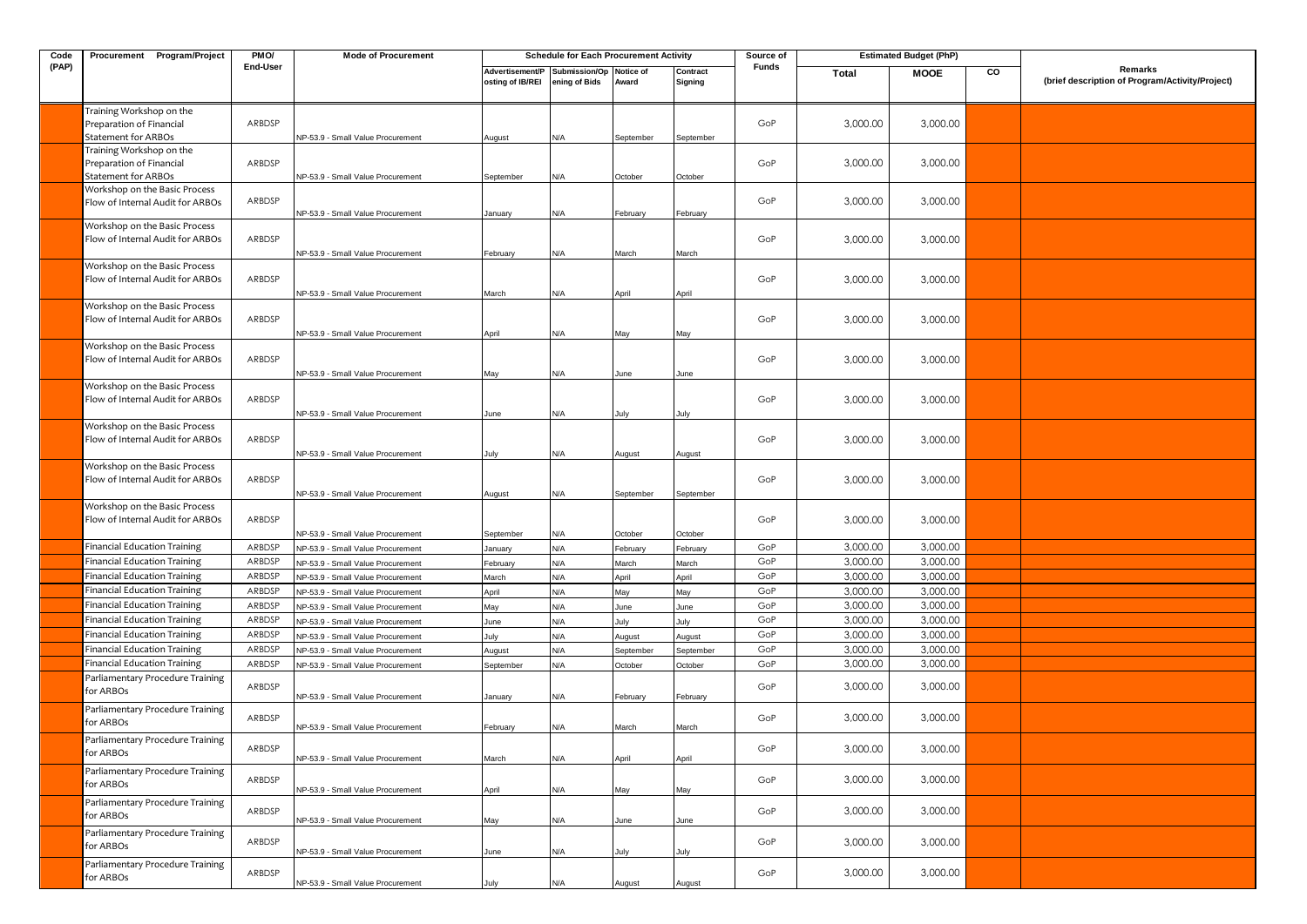| Code (PAP) | Procurement Program/Project | PMO/ End-User | Mode of Procurement | Schedule for Each Procurement Activity | | | | Source of Funds | Estimated Budget (PhP) | | | Remarks (brief description of Program/Activity/Project) |
|---|---|---|---|---|---|---|---|---|---|---|---|---|
| | | | | Advertisement/Posting of IB/REI | Submission/Opening of Bids | Notice of Award | Contract Signing | | Total | MOOE | CO | |
| | Training Workshop on the Preparation of Financial Statement for ARBOs | ARBDSP | NP-53.9 - Small Value Procurement | August | N/A | September | September | GoP | 3,000.00 | 3,000.00 | | |
| | Training Workshop on the Preparation of Financial Statement for ARBOs | ARBDSP | NP-53.9 - Small Value Procurement | September | N/A | October | October | GoP | 3,000.00 | 3,000.00 | | |
| | Workshop on the Basic Process Flow of Internal Audit for ARBOs | ARBDSP | NP-53.9 - Small Value Procurement | January | N/A | February | February | GoP | 3,000.00 | 3,000.00 | | |
| | Workshop on the Basic Process Flow of Internal Audit for ARBOs | ARBDSP | NP-53.9 - Small Value Procurement | February | N/A | March | March | GoP | 3,000.00 | 3,000.00 | | |
| | Workshop on the Basic Process Flow of Internal Audit for ARBOs | ARBDSP | NP-53.9 - Small Value Procurement | March | N/A | April | April | GoP | 3,000.00 | 3,000.00 | | |
| | Workshop on the Basic Process Flow of Internal Audit for ARBOs | ARBDSP | NP-53.9 - Small Value Procurement | April | N/A | May | May | GoP | 3,000.00 | 3,000.00 | | |
| | Workshop on the Basic Process Flow of Internal Audit for ARBOs | ARBDSP | NP-53.9 - Small Value Procurement | May | N/A | June | June | GoP | 3,000.00 | 3,000.00 | | |
| | Workshop on the Basic Process Flow of Internal Audit for ARBOs | ARBDSP | NP-53.9 - Small Value Procurement | June | N/A | July | July | GoP | 3,000.00 | 3,000.00 | | |
| | Workshop on the Basic Process Flow of Internal Audit for ARBOs | ARBDSP | NP-53.9 - Small Value Procurement | July | N/A | August | August | GoP | 3,000.00 | 3,000.00 | | |
| | Workshop on the Basic Process Flow of Internal Audit for ARBOs | ARBDSP | NP-53.9 - Small Value Procurement | August | N/A | September | September | GoP | 3,000.00 | 3,000.00 | | |
| | Workshop on the Basic Process Flow of Internal Audit for ARBOs | ARBDSP | NP-53.9 - Small Value Procurement | September | N/A | October | October | GoP | 3,000.00 | 3,000.00 | | |
| | Financial Education Training | ARBDSP | NP-53.9 - Small Value Procurement | January | N/A | February | February | GoP | 3,000.00 | 3,000.00 | | |
| | Financial Education Training | ARBDSP | NP-53.9 - Small Value Procurement | February | N/A | March | March | GoP | 3,000.00 | 3,000.00 | | |
| | Financial Education Training | ARBDSP | NP-53.9 - Small Value Procurement | March | N/A | April | April | GoP | 3,000.00 | 3,000.00 | | |
| | Financial Education Training | ARBDSP | NP-53.9 - Small Value Procurement | April | N/A | May | May | GoP | 3,000.00 | 3,000.00 | | |
| | Financial Education Training | ARBDSP | NP-53.9 - Small Value Procurement | May | N/A | June | June | GoP | 3,000.00 | 3,000.00 | | |
| | Financial Education Training | ARBDSP | NP-53.9 - Small Value Procurement | June | N/A | July | July | GoP | 3,000.00 | 3,000.00 | | |
| | Financial Education Training | ARBDSP | NP-53.9 - Small Value Procurement | July | N/A | August | August | GoP | 3,000.00 | 3,000.00 | | |
| | Financial Education Training | ARBDSP | NP-53.9 - Small Value Procurement | August | N/A | September | September | GoP | 3,000.00 | 3,000.00 | | |
| | Financial Education Training | ARBDSP | NP-53.9 - Small Value Procurement | September | N/A | October | October | GoP | 3,000.00 | 3,000.00 | | |
| | Parliamentary Procedure Training for ARBOs | ARBDSP | NP-53.9 - Small Value Procurement | January | N/A | February | February | GoP | 3,000.00 | 3,000.00 | | |
| | Parliamentary Procedure Training for ARBOs | ARBDSP | NP-53.9 - Small Value Procurement | February | N/A | March | March | GoP | 3,000.00 | 3,000.00 | | |
| | Parliamentary Procedure Training for ARBOs | ARBDSP | NP-53.9 - Small Value Procurement | March | N/A | April | April | GoP | 3,000.00 | 3,000.00 | | |
| | Parliamentary Procedure Training for ARBOs | ARBDSP | NP-53.9 - Small Value Procurement | April | N/A | May | May | GoP | 3,000.00 | 3,000.00 | | |
| | Parliamentary Procedure Training for ARBOs | ARBDSP | NP-53.9 - Small Value Procurement | May | N/A | June | June | GoP | 3,000.00 | 3,000.00 | | |
| | Parliamentary Procedure Training for ARBOs | ARBDSP | NP-53.9 - Small Value Procurement | June | N/A | July | July | GoP | 3,000.00 | 3,000.00 | | |
| | Parliamentary Procedure Training for ARBOs | ARBDSP | NP-53.9 - Small Value Procurement | July | N/A | August | August | GoP | 3,000.00 | 3,000.00 | | |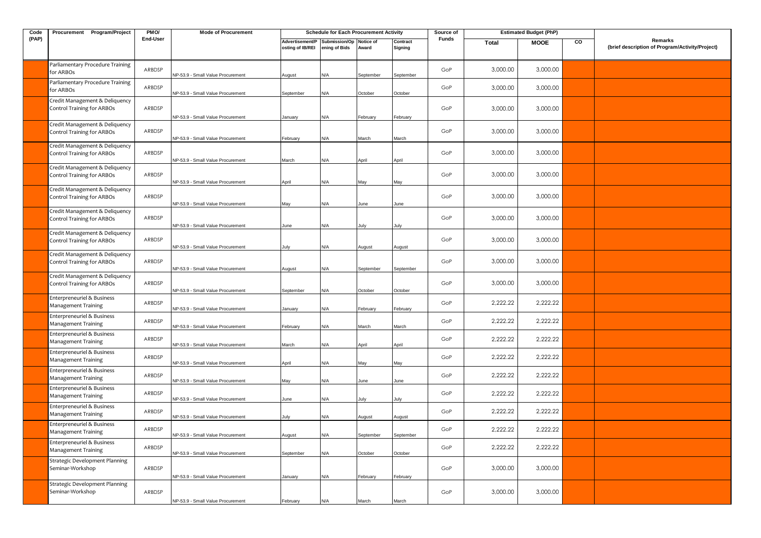| Code (PAP) | Procurement Program/Project | PMO/ End-User | Mode of Procurement | Schedule for Each Procurement Activity | | | | Source of Funds | Estimated Budget (PhP) | | | Remarks (brief description of Program/Activity/Project) |
|---|---|---|---|---|---|---|---|---|---|---|---|---|
| | | | | Advertisement/Posting of IB/REI | Submission/Opening of Bids | Notice of Award | Contract Signing | | Total | MOOE | CO | |
| | Parliamentary Procedure Training for ARBOs | ARBDSP | NP-53.9 - Small Value Procurement | August | N/A | September | September | GoP | 3,000.00 | 3,000.00 | | |
| | Parliamentary Procedure Training for ARBOs | ARBDSP | NP-53.9 - Small Value Procurement | September | N/A | October | October | GoP | 3,000.00 | 3,000.00 | | |
| | Credit Management & Deliquency Control Training for ARBOs | ARBDSP | NP-53.9 - Small Value Procurement | January | N/A | February | February | GoP | 3,000.00 | 3,000.00 | | |
| | Credit Management & Deliquency Control Training for ARBOs | ARBDSP | NP-53.9 - Small Value Procurement | February | N/A | March | March | GoP | 3,000.00 | 3,000.00 | | |
| | Credit Management & Deliquency Control Training for ARBOs | ARBDSP | NP-53.9 - Small Value Procurement | March | N/A | April | April | GoP | 3,000.00 | 3,000.00 | | |
| | Credit Management & Deliquency Control Training for ARBOs | ARBDSP | NP-53.9 - Small Value Procurement | April | N/A | May | May | GoP | 3,000.00 | 3,000.00 | | |
| | Credit Management & Deliquency Control Training for ARBOs | ARBDSP | NP-53.9 - Small Value Procurement | May | N/A | June | June | GoP | 3,000.00 | 3,000.00 | | |
| | Credit Management & Deliquency Control Training for ARBOs | ARBDSP | NP-53.9 - Small Value Procurement | June | N/A | July | July | GoP | 3,000.00 | 3,000.00 | | |
| | Credit Management & Deliquency Control Training for ARBOs | ARBDSP | NP-53.9 - Small Value Procurement | July | N/A | August | August | GoP | 3,000.00 | 3,000.00 | | |
| | Credit Management & Deliquency Control Training for ARBOs | ARBDSP | NP-53.9 - Small Value Procurement | August | N/A | September | September | GoP | 3,000.00 | 3,000.00 | | |
| | Credit Management & Deliquency Control Training for ARBOs | ARBDSP | NP-53.9 - Small Value Procurement | September | N/A | October | October | GoP | 3,000.00 | 3,000.00 | | |
| | Enterpreneuriel & Business Management Training | ARBDSP | NP-53.9 - Small Value Procurement | January | N/A | February | February | GoP | 2,222.22 | 2,222.22 | | |
| | Enterpreneuriel & Business Management Training | ARBDSP | NP-53.9 - Small Value Procurement | February | N/A | March | March | GoP | 2,222.22 | 2,222.22 | | |
| | Enterpreneuriel & Business Management Training | ARBDSP | NP-53.9 - Small Value Procurement | March | N/A | April | April | GoP | 2,222.22 | 2,222.22 | | |
| | Enterpreneuriel & Business Management Training | ARBDSP | NP-53.9 - Small Value Procurement | April | N/A | May | May | GoP | 2,222.22 | 2,222.22 | | |
| | Enterpreneuriel & Business Management Training | ARBDSP | NP-53.9 - Small Value Procurement | May | N/A | June | June | GoP | 2,222.22 | 2,222.22 | | |
| | Enterpreneuriel & Business Management Training | ARBDSP | NP-53.9 - Small Value Procurement | June | N/A | July | July | GoP | 2,222.22 | 2,222.22 | | |
| | Enterpreneuriel & Business Management Training | ARBDSP | NP-53.9 - Small Value Procurement | July | N/A | August | August | GoP | 2,222.22 | 2,222.22 | | |
| | Enterpreneuriel & Business Management Training | ARBDSP | NP-53.9 - Small Value Procurement | August | N/A | September | September | GoP | 2,222.22 | 2,222.22 | | |
| | Enterpreneuriel & Business Management Training | ARBDSP | NP-53.9 - Small Value Procurement | September | N/A | October | October | GoP | 2,222.22 | 2,222.22 | | |
| | Strategic Development Planning Seminar-Workshop | ARBDSP | NP-53.9 - Small Value Procurement | January | N/A | February | February | GoP | 3,000.00 | 3,000.00 | | |
| | Strategic Development Planning Seminar-Workshop | ARBDSP | NP-53.9 - Small Value Procurement | February | N/A | March | March | GoP | 3,000.00 | 3,000.00 | | |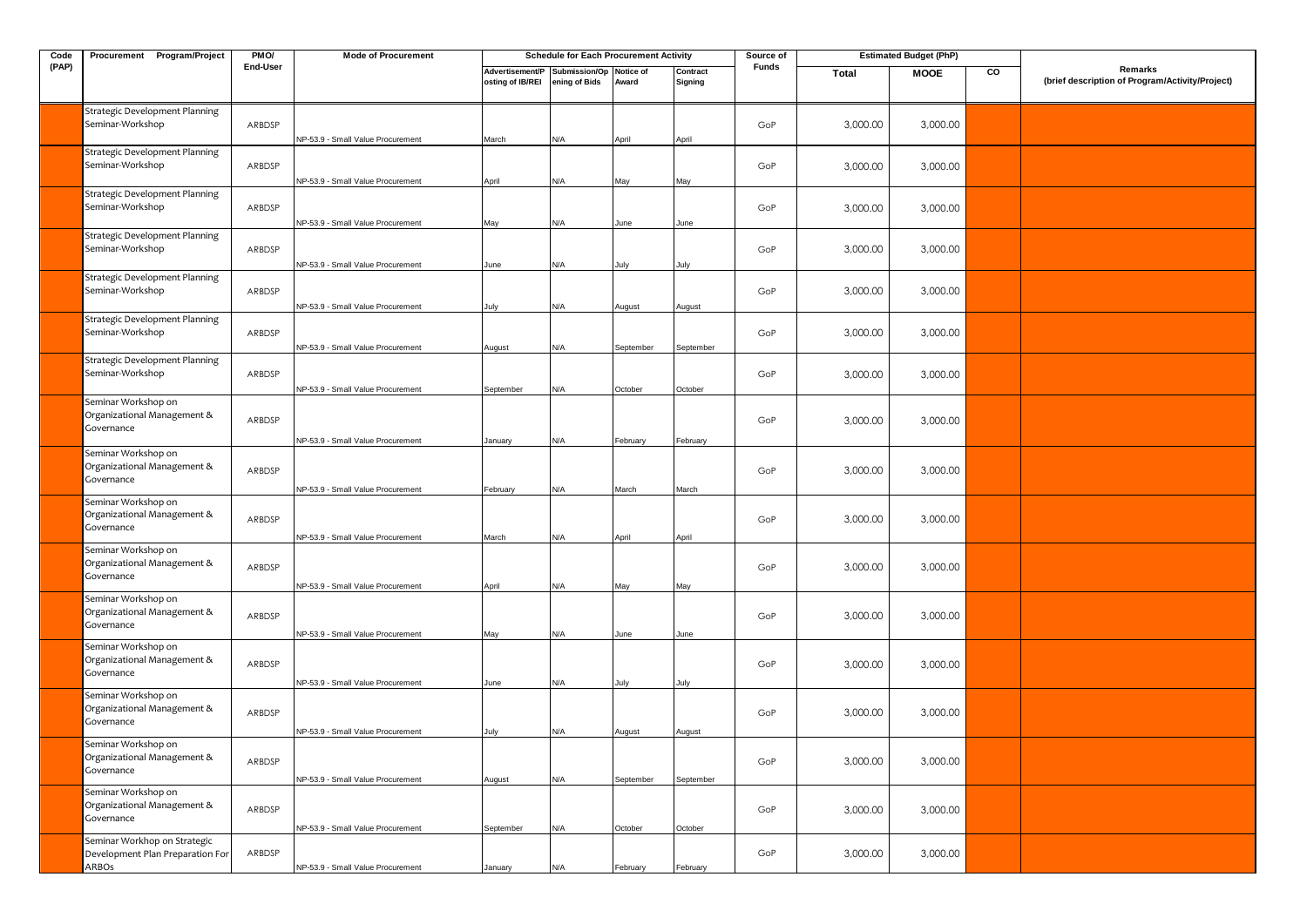| Code (PAP) | Procurement Program/Project | PMO/ End-User | Mode of Procurement | Schedule for Each Procurement Activity | | | | Source of Funds | Estimated Budget (PhP) | | | Remarks (brief description of Program/Activity/Project) |
|---|---|---|---|---|---|---|---|---|---|---|---|---|
| | | | | Advertisement/Posting of IB/REI | Submission/Opening of Bids | Notice of Award | Contract Signing | | Total | MOOE | CO | |
| | Strategic Development Planning Seminar-Workshop | ARBDSP | NP-53.9 - Small Value Procurement | March | N/A | April | April | GoP | 3,000.00 | 3,000.00 | | |
| | Strategic Development Planning Seminar-Workshop | ARBDSP | NP-53.9 - Small Value Procurement | April | N/A | May | May | GoP | 3,000.00 | 3,000.00 | | |
| | Strategic Development Planning Seminar-Workshop | ARBDSP | NP-53.9 - Small Value Procurement | May | N/A | June | June | GoP | 3,000.00 | 3,000.00 | | |
| | Strategic Development Planning Seminar-Workshop | ARBDSP | NP-53.9 - Small Value Procurement | June | N/A | July | July | GoP | 3,000.00 | 3,000.00 | | |
| | Strategic Development Planning Seminar-Workshop | ARBDSP | NP-53.9 - Small Value Procurement | July | N/A | August | August | GoP | 3,000.00 | 3,000.00 | | |
| | Strategic Development Planning Seminar-Workshop | ARBDSP | NP-53.9 - Small Value Procurement | August | N/A | September | September | GoP | 3,000.00 | 3,000.00 | | |
| | Strategic Development Planning Seminar-Workshop | ARBDSP | NP-53.9 - Small Value Procurement | September | N/A | October | October | GoP | 3,000.00 | 3,000.00 | | |
| | Seminar Workshop on Organizational Management & Governance | ARBDSP | NP-53.9 - Small Value Procurement | January | N/A | February | February | GoP | 3,000.00 | 3,000.00 | | |
| | Seminar Workshop on Organizational Management & Governance | ARBDSP | NP-53.9 - Small Value Procurement | February | N/A | March | March | GoP | 3,000.00 | 3,000.00 | | |
| | Seminar Workshop on Organizational Management & Governance | ARBDSP | NP-53.9 - Small Value Procurement | March | N/A | April | April | GoP | 3,000.00 | 3,000.00 | | |
| | Seminar Workshop on Organizational Management & Governance | ARBDSP | NP-53.9 - Small Value Procurement | April | N/A | May | May | GoP | 3,000.00 | 3,000.00 | | |
| | Seminar Workshop on Organizational Management & Governance | ARBDSP | NP-53.9 - Small Value Procurement | May | N/A | June | June | GoP | 3,000.00 | 3,000.00 | | |
| | Seminar Workshop on Organizational Management & Governance | ARBDSP | NP-53.9 - Small Value Procurement | June | N/A | July | July | GoP | 3,000.00 | 3,000.00 | | |
| | Seminar Workshop on Organizational Management & Governance | ARBDSP | NP-53.9 - Small Value Procurement | July | N/A | August | August | GoP | 3,000.00 | 3,000.00 | | |
| | Seminar Workshop on Organizational Management & Governance | ARBDSP | NP-53.9 - Small Value Procurement | August | N/A | September | September | GoP | 3,000.00 | 3,000.00 | | |
| | Seminar Workshop on Organizational Management & Governance | ARBDSP | NP-53.9 - Small Value Procurement | September | N/A | October | October | GoP | 3,000.00 | 3,000.00 | | |
| | Seminar Workhop on Strategic Development Plan Preparation For ARBOs | ARBDSP | NP-53.9 - Small Value Procurement | January | N/A | February | February | GoP | 3,000.00 | 3,000.00 | | |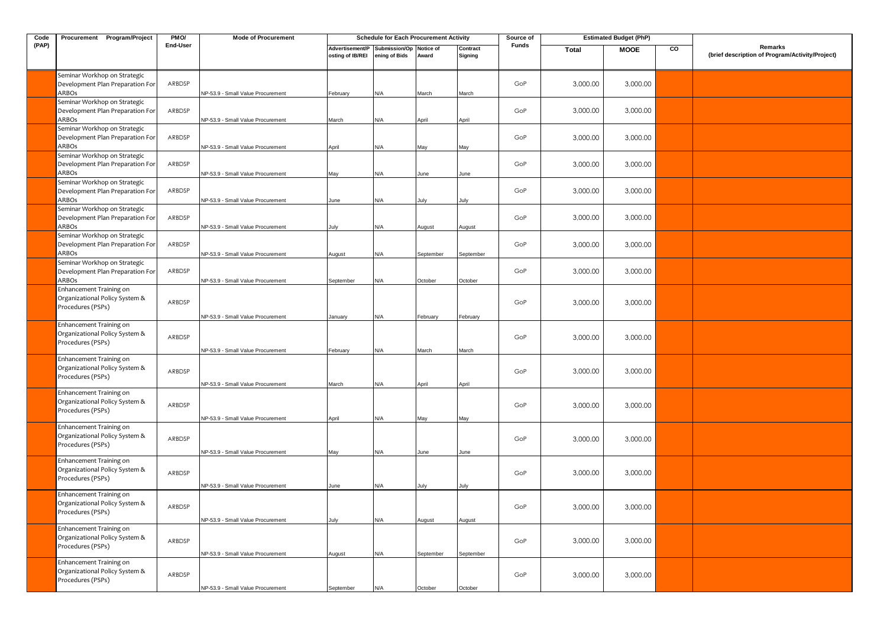| Code (PAP) | Procurement Program/Project | PMO/ End-User | Mode of Procurement | Schedule for Each Procurement Activity | | | | Source of Funds | Estimated Budget (PhP) | | | Remarks (brief description of Program/Activity/Project) |
|---|---|---|---|---|---|---|---|---|---|---|---|---|
| | | | | Advertisement/Posting of IB/REI | Submission/Opening of Bids | Notice of Award | Contract Signing | | Total | MOOE | CO | |
| | Seminar Workhop on Strategic Development Plan Preparation For ARBOs | ARBDSP | NP-53.9 - Small Value Procurement | February | N/A | March | March | GoP | 3,000.00 | 3,000.00 | | |
| | Seminar Workhop on Strategic Development Plan Preparation For ARBOs | ARBDSP | NP-53.9 - Small Value Procurement | March | N/A | April | April | GoP | 3,000.00 | 3,000.00 | | |
| | Seminar Workhop on Strategic Development Plan Preparation For ARBOs | ARBDSP | NP-53.9 - Small Value Procurement | April | N/A | May | May | GoP | 3,000.00 | 3,000.00 | | |
| | Seminar Workhop on Strategic Development Plan Preparation For ARBOs | ARBDSP | NP-53.9 - Small Value Procurement | May | N/A | June | June | GoP | 3,000.00 | 3,000.00 | | |
| | Seminar Workhop on Strategic Development Plan Preparation For ARBOs | ARBDSP | NP-53.9 - Small Value Procurement | June | N/A | July | July | GoP | 3,000.00 | 3,000.00 | | |
| | Seminar Workhop on Strategic Development Plan Preparation For ARBOs | ARBDSP | NP-53.9 - Small Value Procurement | July | N/A | August | August | GoP | 3,000.00 | 3,000.00 | | |
| | Seminar Workhop on Strategic Development Plan Preparation For ARBOs | ARBDSP | NP-53.9 - Small Value Procurement | August | N/A | September | September | GoP | 3,000.00 | 3,000.00 | | |
| | Seminar Workhop on Strategic Development Plan Preparation For ARBOs | ARBDSP | NP-53.9 - Small Value Procurement | September | N/A | October | October | GoP | 3,000.00 | 3,000.00 | | |
| | Enhancement Training on Organizational Policy System & Procedures (PSPs) | ARBDSP | NP-53.9 - Small Value Procurement | January | N/A | February | February | GoP | 3,000.00 | 3,000.00 | | |
| | Enhancement Training on Organizational Policy System & Procedures (PSPs) | ARBDSP | NP-53.9 - Small Value Procurement | February | N/A | March | March | GoP | 3,000.00 | 3,000.00 | | |
| | Enhancement Training on Organizational Policy System & Procedures (PSPs) | ARBDSP | NP-53.9 - Small Value Procurement | March | N/A | April | April | GoP | 3,000.00 | 3,000.00 | | |
| | Enhancement Training on Organizational Policy System & Procedures (PSPs) | ARBDSP | NP-53.9 - Small Value Procurement | April | N/A | May | May | GoP | 3,000.00 | 3,000.00 | | |
| | Enhancement Training on Organizational Policy System & Procedures (PSPs) | ARBDSP | NP-53.9 - Small Value Procurement | May | N/A | June | June | GoP | 3,000.00 | 3,000.00 | | |
| | Enhancement Training on Organizational Policy System & Procedures (PSPs) | ARBDSP | NP-53.9 - Small Value Procurement | June | N/A | July | July | GoP | 3,000.00 | 3,000.00 | | |
| | Enhancement Training on Organizational Policy System & Procedures (PSPs) | ARBDSP | NP-53.9 - Small Value Procurement | July | N/A | August | August | GoP | 3,000.00 | 3,000.00 | | |
| | Enhancement Training on Organizational Policy System & Procedures (PSPs) | ARBDSP | NP-53.9 - Small Value Procurement | August | N/A | September | September | GoP | 3,000.00 | 3,000.00 | | |
| | Enhancement Training on Organizational Policy System & Procedures (PSPs) | ARBDSP | NP-53.9 - Small Value Procurement | September | N/A | October | October | GoP | 3,000.00 | 3,000.00 | | |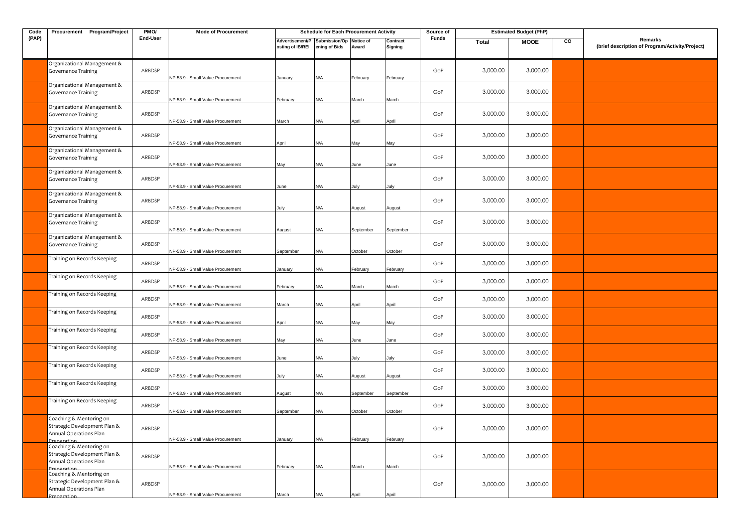| Code (PAP) | Procurement Program/Project | PMO/ End-User | Mode of Procurement | Schedule for Each Procurement Activity | | | | Source of Funds | Estimated Budget (PhP) | | | Remarks (brief description of Program/Activity/Project) |
|---|---|---|---|---|---|---|---|---|---|---|---|---|
| | | | | Advertisement/Posting of IB/REI | Submission/Opening of Bids | Notice of Award | Contract Signing | | Total | MOOE | CO | |
| | Organizational Management & Governance Training | ARBDSP | NP-53.9 - Small Value Procurement | January | N/A | February | February | GoP | 3,000.00 | 3,000.00 | | |
| | Organizational Management & Governance Training | ARBDSP | NP-53.9 - Small Value Procurement | February | N/A | March | March | GoP | 3,000.00 | 3,000.00 | | |
| | Organizational Management & Governance Training | ARBDSP | NP-53.9 - Small Value Procurement | March | N/A | April | April | GoP | 3,000.00 | 3,000.00 | | |
| | Organizational Management & Governance Training | ARBDSP | NP-53.9 - Small Value Procurement | April | N/A | May | May | GoP | 3,000.00 | 3,000.00 | | |
| | Organizational Management & Governance Training | ARBDSP | NP-53.9 - Small Value Procurement | May | N/A | June | June | GoP | 3,000.00 | 3,000.00 | | |
| | Organizational Management & Governance Training | ARBDSP | NP-53.9 - Small Value Procurement | June | N/A | July | July | GoP | 3,000.00 | 3,000.00 | | |
| | Organizational Management & Governance Training | ARBDSP | NP-53.9 - Small Value Procurement | July | N/A | August | August | GoP | 3,000.00 | 3,000.00 | | |
| | Organizational Management & Governance Training | ARBDSP | NP-53.9 - Small Value Procurement | August | N/A | September | September | GoP | 3,000.00 | 3,000.00 | | |
| | Organizational Management & Governance Training | ARBDSP | NP-53.9 - Small Value Procurement | September | N/A | October | October | GoP | 3,000.00 | 3,000.00 | | |
| | Training on Records Keeping | ARBDSP | NP-53.9 - Small Value Procurement | January | N/A | February | February | GoP | 3,000.00 | 3,000.00 | | |
| | Training on Records Keeping | ARBDSP | NP-53.9 - Small Value Procurement | February | N/A | March | March | GoP | 3,000.00 | 3,000.00 | | |
| | Training on Records Keeping | ARBDSP | NP-53.9 - Small Value Procurement | March | N/A | April | April | GoP | 3,000.00 | 3,000.00 | | |
| | Training on Records Keeping | ARBDSP | NP-53.9 - Small Value Procurement | April | N/A | May | May | GoP | 3,000.00 | 3,000.00 | | |
| | Training on Records Keeping | ARBDSP | NP-53.9 - Small Value Procurement | May | N/A | June | June | GoP | 3,000.00 | 3,000.00 | | |
| | Training on Records Keeping | ARBDSP | NP-53.9 - Small Value Procurement | June | N/A | July | July | GoP | 3,000.00 | 3,000.00 | | |
| | Training on Records Keeping | ARBDSP | NP-53.9 - Small Value Procurement | July | N/A | August | August | GoP | 3,000.00 | 3,000.00 | | |
| | Training on Records Keeping | ARBDSP | NP-53.9 - Small Value Procurement | August | N/A | September | September | GoP | 3,000.00 | 3,000.00 | | |
| | Training on Records Keeping | ARBDSP | NP-53.9 - Small Value Procurement | September | N/A | October | October | GoP | 3,000.00 | 3,000.00 | | |
| | Coaching & Mentoring on Strategic Development Plan & Annual Operations Plan Preparation | ARBDSP | NP-53.9 - Small Value Procurement | January | N/A | February | February | GoP | 3,000.00 | 3,000.00 | | |
| | Coaching & Mentoring on Strategic Development Plan & Annual Operations Plan Preparation | ARBDSP | NP-53.9 - Small Value Procurement | February | N/A | March | March | GoP | 3,000.00 | 3,000.00 | | |
| | Coaching & Mentoring on Strategic Development Plan & Annual Operations Plan Preparation | ARBDSP | NP-53.9 - Small Value Procurement | March | N/A | April | April | GoP | 3,000.00 | 3,000.00 | | |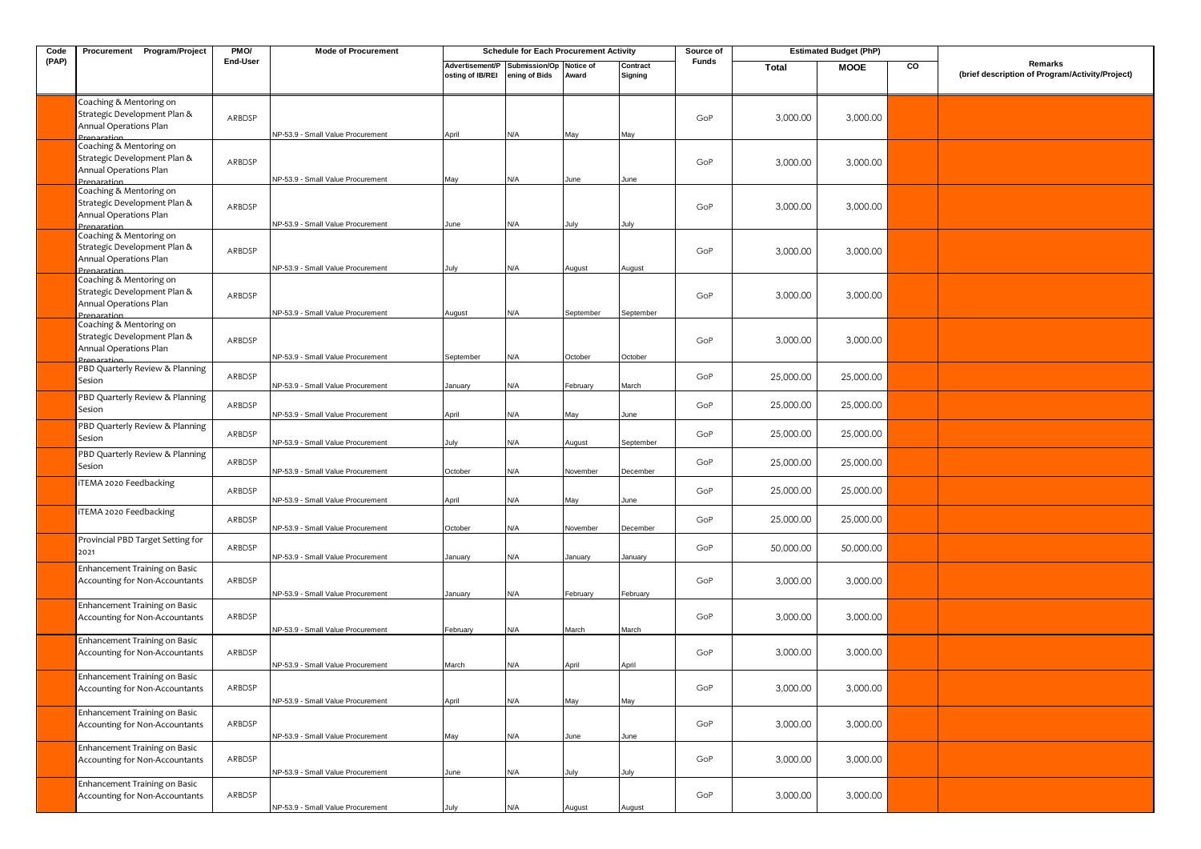| Code (PAP) | Procurement Program/Project | PMO/ End-User | Mode of Procurement | Schedule for Each Procurement Activity | | | | Source of Funds | Estimated Budget (PhP) | | | Remarks (brief description of Program/Activity/Project) |
|---|---|---|---|---|---|---|---|---|---|---|---|---|
| | | | | Advertisement/Posting of IB/REI | Submission/Opening of Bids | Notice of Award | Contract Signing | | Total | MOOE | CO | |
| | Coaching & Mentoring on Strategic Development Plan & Annual Operations Plan Preparation | ARBDSP | NP-53.9 - Small Value Procurement | April | N/A | May | May | GoP | 3,000.00 | 3,000.00 | | |
| | Coaching & Mentoring on Strategic Development Plan & Annual Operations Plan Preparation | ARBDSP | NP-53.9 - Small Value Procurement | May | N/A | June | June | GoP | 3,000.00 | 3,000.00 | | |
| | Coaching & Mentoring on Strategic Development Plan & Annual Operations Plan Preparation | ARBDSP | NP-53.9 - Small Value Procurement | June | N/A | July | July | GoP | 3,000.00 | 3,000.00 | | |
| | Coaching & Mentoring on Strategic Development Plan & Annual Operations Plan Preparation | ARBDSP | NP-53.9 - Small Value Procurement | July | N/A | August | August | GoP | 3,000.00 | 3,000.00 | | |
| | Coaching & Mentoring on Strategic Development Plan & Annual Operations Plan Preparation | ARBDSP | NP-53.9 - Small Value Procurement | August | N/A | September | September | GoP | 3,000.00 | 3,000.00 | | |
| | Coaching & Mentoring on Strategic Development Plan & Annual Operations Plan Preparation | ARBDSP | NP-53.9 - Small Value Procurement | September | N/A | October | October | GoP | 3,000.00 | 3,000.00 | | |
| | PBD Quarterly Review & Planning Sesion | ARBDSP | NP-53.9 - Small Value Procurement | January | N/A | February | March | GoP | 25,000.00 | 25,000.00 | | |
| | PBD Quarterly Review & Planning Sesion | ARBDSP | NP-53.9 - Small Value Procurement | April | N/A | May | June | GoP | 25,000.00 | 25,000.00 | | |
| | PBD Quarterly Review & Planning Sesion | ARBDSP | NP-53.9 - Small Value Procurement | July | N/A | August | September | GoP | 25,000.00 | 25,000.00 | | |
| | PBD Quarterly Review & Planning Sesion | ARBDSP | NP-53.9 - Small Value Procurement | October | N/A | November | December | GoP | 25,000.00 | 25,000.00 | | |
| | iTEMA 2020 Feedbacking | ARBDSP | NP-53.9 - Small Value Procurement | April | N/A | May | June | GoP | 25,000.00 | 25,000.00 | | |
| | iTEMA 2020 Feedbacking | ARBDSP | NP-53.9 - Small Value Procurement | October | N/A | November | December | GoP | 25,000.00 | 25,000.00 | | |
| | Provincial PBD Target Setting for 2021 | ARBDSP | NP-53.9 - Small Value Procurement | January | N/A | January | January | GoP | 50,000.00 | 50,000.00 | | |
| | Enhancement Training on Basic Accounting for Non-Accountants | ARBDSP | NP-53.9 - Small Value Procurement | January | N/A | February | February | GoP | 3,000.00 | 3,000.00 | | |
| | Enhancement Training on Basic Accounting for Non-Accountants | ARBDSP | NP-53.9 - Small Value Procurement | February | N/A | March | March | GoP | 3,000.00 | 3,000.00 | | |
| | Enhancement Training on Basic Accounting for Non-Accountants | ARBDSP | NP-53.9 - Small Value Procurement | March | N/A | April | April | GoP | 3,000.00 | 3,000.00 | | |
| | Enhancement Training on Basic Accounting for Non-Accountants | ARBDSP | NP-53.9 - Small Value Procurement | April | N/A | May | May | GoP | 3,000.00 | 3,000.00 | | |
| | Enhancement Training on Basic Accounting for Non-Accountants | ARBDSP | NP-53.9 - Small Value Procurement | May | N/A | June | June | GoP | 3,000.00 | 3,000.00 | | |
| | Enhancement Training on Basic Accounting for Non-Accountants | ARBDSP | NP-53.9 - Small Value Procurement | June | N/A | July | July | GoP | 3,000.00 | 3,000.00 | | |
| | Enhancement Training on Basic Accounting for Non-Accountants | ARBDSP | NP-53.9 - Small Value Procurement | July | N/A | August | August | GoP | 3,000.00 | 3,000.00 | | |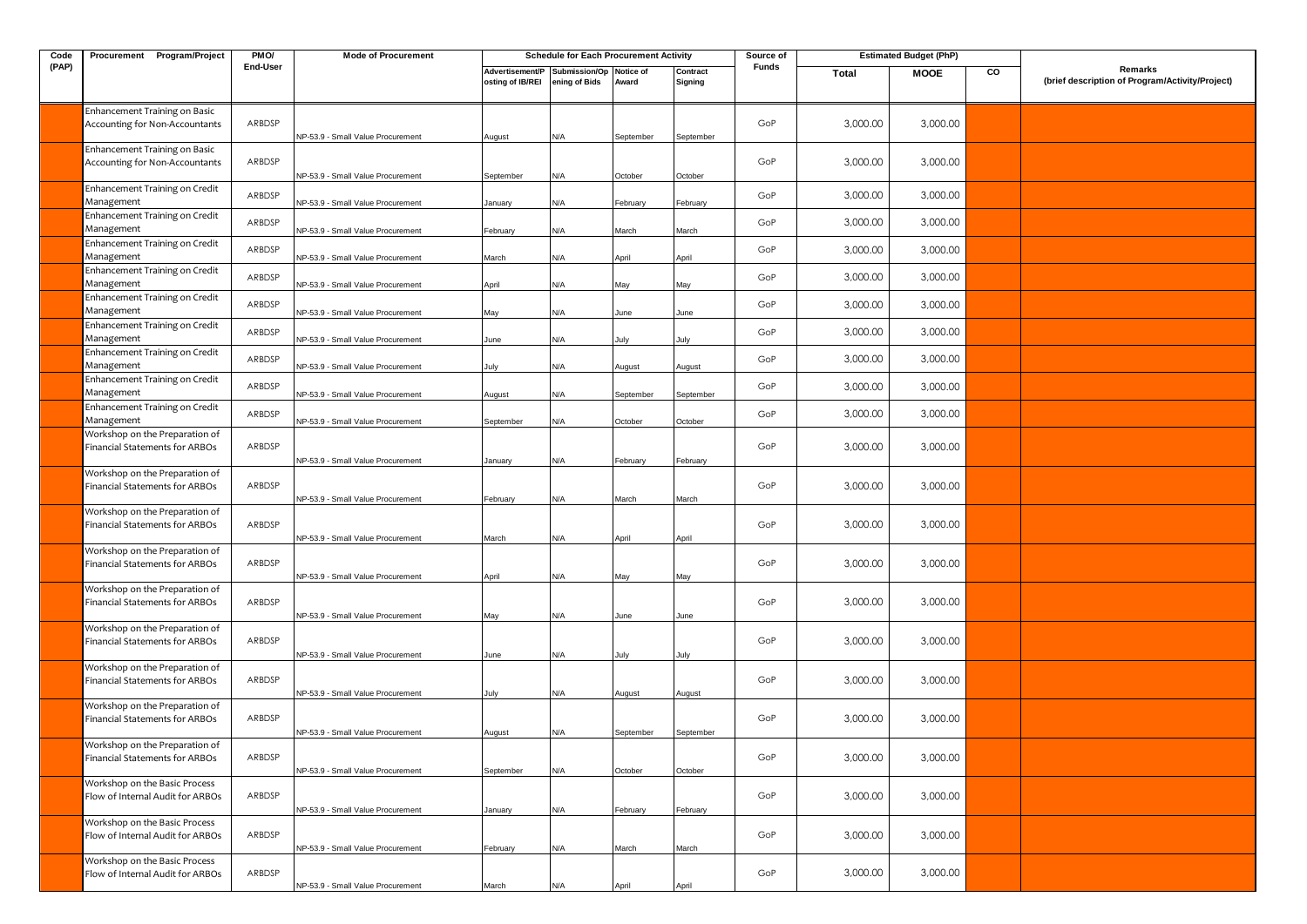| Code (PAP) | Procurement Program/Project | PMO/ End-User | Mode of Procurement | Schedule for Each Procurement Activity | | | | Source of Funds | Estimated Budget (PhP) | | | Remarks (brief description of Program/Activity/Project) |
|---|---|---|---|---|---|---|---|---|---|---|---|---|
| | | | | Advertisement/Posting of IB/REI | Submission/Opening of Bids | Notice of Award | Contract Signing | | Total | MOOE | CO | |
| | Enhancement Training on Basic Accounting for Non-Accountants | ARBDSP | NP-53.9 - Small Value Procurement | August | N/A | September | September | GoP | 3,000.00 | 3,000.00 | | |
| | Enhancement Training on Basic Accounting for Non-Accountants | ARBDSP | NP-53.9 - Small Value Procurement | September | N/A | October | October | GoP | 3,000.00 | 3,000.00 | | |
| | Enhancement Training on Credit Management | ARBDSP | NP-53.9 - Small Value Procurement | January | N/A | February | February | GoP | 3,000.00 | 3,000.00 | | |
| | Enhancement Training on Credit Management | ARBDSP | NP-53.9 - Small Value Procurement | February | N/A | March | March | GoP | 3,000.00 | 3,000.00 | | |
| | Enhancement Training on Credit Management | ARBDSP | NP-53.9 - Small Value Procurement | March | N/A | April | April | GoP | 3,000.00 | 3,000.00 | | |
| | Enhancement Training on Credit Management | ARBDSP | NP-53.9 - Small Value Procurement | April | N/A | May | May | GoP | 3,000.00 | 3,000.00 | | |
| | Enhancement Training on Credit Management | ARBDSP | NP-53.9 - Small Value Procurement | May | N/A | June | June | GoP | 3,000.00 | 3,000.00 | | |
| | Enhancement Training on Credit Management | ARBDSP | NP-53.9 - Small Value Procurement | June | N/A | July | July | GoP | 3,000.00 | 3,000.00 | | |
| | Enhancement Training on Credit Management | ARBDSP | NP-53.9 - Small Value Procurement | July | N/A | August | August | GoP | 3,000.00 | 3,000.00 | | |
| | Enhancement Training on Credit Management | ARBDSP | NP-53.9 - Small Value Procurement | August | N/A | September | September | GoP | 3,000.00 | 3,000.00 | | |
| | Enhancement Training on Credit Management | ARBDSP | NP-53.9 - Small Value Procurement | September | N/A | October | October | GoP | 3,000.00 | 3,000.00 | | |
| | Workshop on the Preparation of Financial Statements for ARBOs | ARBDSP | NP-53.9 - Small Value Procurement | January | N/A | February | February | GoP | 3,000.00 | 3,000.00 | | |
| | Workshop on the Preparation of Financial Statements for ARBOs | ARBDSP | NP-53.9 - Small Value Procurement | February | N/A | March | March | GoP | 3,000.00 | 3,000.00 | | |
| | Workshop on the Preparation of Financial Statements for ARBOs | ARBDSP | NP-53.9 - Small Value Procurement | March | N/A | April | April | GoP | 3,000.00 | 3,000.00 | | |
| | Workshop on the Preparation of Financial Statements for ARBOs | ARBDSP | NP-53.9 - Small Value Procurement | April | N/A | May | May | GoP | 3,000.00 | 3,000.00 | | |
| | Workshop on the Preparation of Financial Statements for ARBOs | ARBDSP | NP-53.9 - Small Value Procurement | May | N/A | June | June | GoP | 3,000.00 | 3,000.00 | | |
| | Workshop on the Preparation of Financial Statements for ARBOs | ARBDSP | NP-53.9 - Small Value Procurement | June | N/A | July | July | GoP | 3,000.00 | 3,000.00 | | |
| | Workshop on the Preparation of Financial Statements for ARBOs | ARBDSP | NP-53.9 - Small Value Procurement | July | N/A | August | August | GoP | 3,000.00 | 3,000.00 | | |
| | Workshop on the Preparation of Financial Statements for ARBOs | ARBDSP | NP-53.9 - Small Value Procurement | August | N/A | September | September | GoP | 3,000.00 | 3,000.00 | | |
| | Workshop on the Preparation of Financial Statements for ARBOs | ARBDSP | NP-53.9 - Small Value Procurement | September | N/A | October | October | GoP | 3,000.00 | 3,000.00 | | |
| | Workshop on the Basic Process Flow of Internal Audit for ARBOs | ARBDSP | NP-53.9 - Small Value Procurement | January | N/A | February | February | GoP | 3,000.00 | 3,000.00 | | |
| | Workshop on the Basic Process Flow of Internal Audit for ARBOs | ARBDSP | NP-53.9 - Small Value Procurement | February | N/A | March | March | GoP | 3,000.00 | 3,000.00 | | |
| | Workshop on the Basic Process Flow of Internal Audit for ARBOs | ARBDSP | NP-53.9 - Small Value Procurement | March | N/A | April | April | GoP | 3,000.00 | 3,000.00 | | |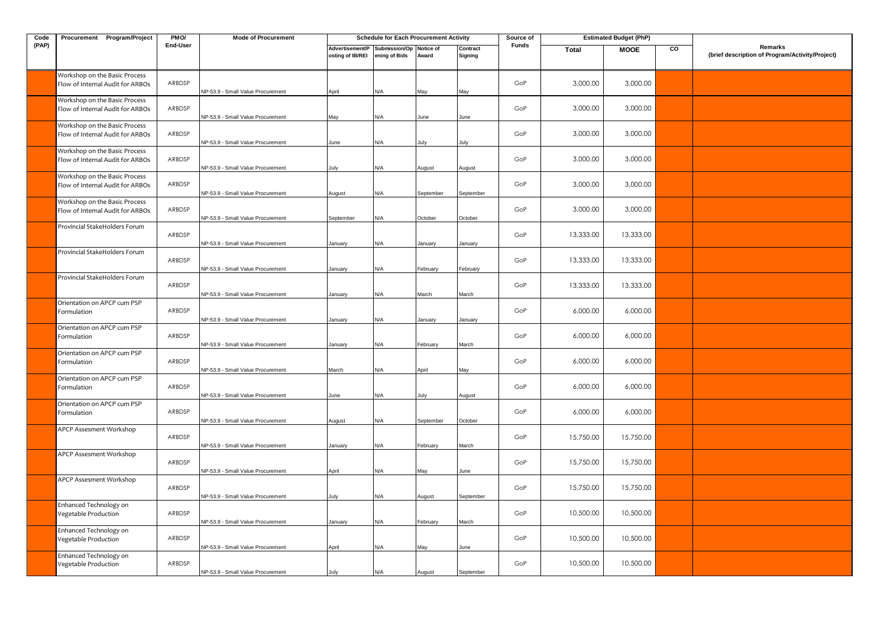| Code (PAP) | Procurement Program/Project | PMO/ End-User | Mode of Procurement | Schedule for Each Procurement Activity | | | | Source of Funds | Estimated Budget (PhP) | | | Remarks (brief description of Program/Activity/Project) |
|---|---|---|---|---|---|---|---|---|---|---|---|---|
| | | | | Advertisement/Posting of IB/REI | Submission/Opening of Bids | Notice of Award | Contract Signing | | Total | MOOE | CO | |
| | Workshop on the Basic Process Flow of Internal Audit for ARBOs | ARBDSP | NP-53.9 - Small Value Procurement | April | N/A | May | May | GoP | 3,000.00 | 3,000.00 | | |
| | Workshop on the Basic Process Flow of Internal Audit for ARBOs | ARBDSP | NP-53.9 - Small Value Procurement | May | N/A | June | June | GoP | 3,000.00 | 3,000.00 | | |
| | Workshop on the Basic Process Flow of Internal Audit for ARBOs | ARBDSP | NP-53.9 - Small Value Procurement | June | N/A | July | July | GoP | 3,000.00 | 3,000.00 | | |
| | Workshop on the Basic Process Flow of Internal Audit for ARBOs | ARBDSP | NP-53.9 - Small Value Procurement | July | N/A | August | August | GoP | 3,000.00 | 3,000.00 | | |
| | Workshop on the Basic Process Flow of Internal Audit for ARBOs | ARBDSP | NP-53.9 - Small Value Procurement | August | N/A | September | September | GoP | 3,000.00 | 3,000.00 | | |
| | Workshop on the Basic Process Flow of Internal Audit for ARBOs | ARBDSP | NP-53.9 - Small Value Procurement | September | N/A | October | October | GoP | 3,000.00 | 3,000.00 | | |
| | Provincial StakeHolders Forum | ARBDSP | NP-53.9 - Small Value Procurement | January | N/A | January | January | GoP | 13,333.00 | 13,333.00 | | |
| | Provincial StakeHolders Forum | ARBDSP | NP-53.9 - Small Value Procurement | January | N/A | February | February | GoP | 13,333.00 | 13,333.00 | | |
| | Provincial StakeHolders Forum | ARBDSP | NP-53.9 - Small Value Procurement | January | N/A | March | March | GoP | 13,333.00 | 13,333.00 | | |
| | Orientation on APCP cum PSP Formulation | ARBDSP | NP-53.9 - Small Value Procurement | January | N/A | January | January | GoP | 6,000.00 | 6,000.00 | | |
| | Orientation on APCP cum PSP Formulation | ARBDSP | NP-53.9 - Small Value Procurement | January | N/A | February | March | GoP | 6,000.00 | 6,000.00 | | |
| | Orientation on APCP cum PSP Formulation | ARBDSP | NP-53.9 - Small Value Procurement | March | N/A | April | May | GoP | 6,000.00 | 6,000.00 | | |
| | Orientation on APCP cum PSP Formulation | ARBDSP | NP-53.9 - Small Value Procurement | June | N/A | July | August | GoP | 6,000.00 | 6,000.00 | | |
| | Orientation on APCP cum PSP Formulation | ARBDSP | NP-53.9 - Small Value Procurement | August | N/A | September | October | GoP | 6,000.00 | 6,000.00 | | |
| | APCP Assesment Workshop | ARBDSP | NP-53.9 - Small Value Procurement | January | N/A | February | March | GoP | 15,750.00 | 15,750.00 | | |
| | APCP Assesment Workshop | ARBDSP | NP-53.9 - Small Value Procurement | April | N/A | May | June | GoP | 15,750.00 | 15,750.00 | | |
| | APCP Assesment Workshop | ARBDSP | NP-53.9 - Small Value Procurement | July | N/A | August | September | GoP | 15,750.00 | 15,750.00 | | |
| | Enhanced Technology on Vegetable Production | ARBDSP | NP-53.9 - Small Value Procurement | January | N/A | February | March | GoP | 10,500.00 | 10,500.00 | | |
| | Enhanced Technology on Vegetable Production | ARBDSP | NP-53.9 - Small Value Procurement | April | N/A | May | June | GoP | 10,500.00 | 10,500.00 | | |
| | Enhanced Technology on Vegetable Production | ARBDSP | NP-53.9 - Small Value Procurement | July | N/A | August | September | GoP | 10,500.00 | 10,500.00 | | |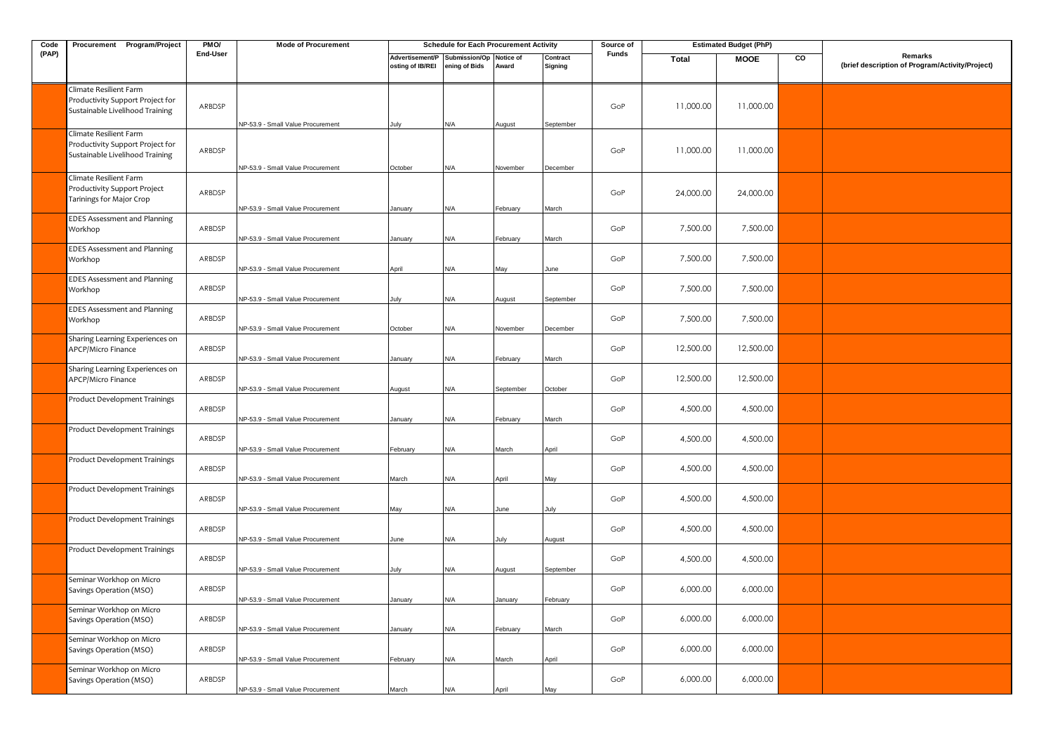| Code (PAP) | Procurement Program/Project | PMO/ End-User | Mode of Procurement | Schedule for Each Procurement Activity | | | | Source of Funds | Estimated Budget (PhP) | | | Remarks (brief description of Program/Activity/Project) |
|---|---|---|---|---|---|---|---|---|---|---|---|---|
| | | | | Advertisement/Posting of IB/REI | Submission/Opening of Bids | Notice of Award | Contract Signing | | Total | MOOE | CO | |
| | Climate Resilient Farm Productivity Support Project for Sustainable Livelihood Training | ARBDSP | NP-53.9 - Small Value Procurement | July | N/A | August | September | GoP | 11,000.00 | 11,000.00 | | |
| | Climate Resilient Farm Productivity Support Project for Sustainable Livelihood Training | ARBDSP | NP-53.9 - Small Value Procurement | October | N/A | November | December | GoP | 11,000.00 | 11,000.00 | | |
| | Climate Resilient Farm Productivity Support Project Tarinings for Major Crop | ARBDSP | NP-53.9 - Small Value Procurement | January | N/A | February | March | GoP | 24,000.00 | 24,000.00 | | |
| | EDES Assessment and Planning Workhop | ARBDSP | NP-53.9 - Small Value Procurement | January | N/A | February | March | GoP | 7,500.00 | 7,500.00 | | |
| | EDES Assessment and Planning Workhop | ARBDSP | NP-53.9 - Small Value Procurement | April | N/A | May | June | GoP | 7,500.00 | 7,500.00 | | |
| | EDES Assessment and Planning Workhop | ARBDSP | NP-53.9 - Small Value Procurement | July | N/A | August | September | GoP | 7,500.00 | 7,500.00 | | |
| | EDES Assessment and Planning Workhop | ARBDSP | NP-53.9 - Small Value Procurement | October | N/A | November | December | GoP | 7,500.00 | 7,500.00 | | |
| | Sharing Learning Experiences on APCP/Micro Finance | ARBDSP | NP-53.9 - Small Value Procurement | January | N/A | February | March | GoP | 12,500.00 | 12,500.00 | | |
| | Sharing Learning Experiences on APCP/Micro Finance | ARBDSP | NP-53.9 - Small Value Procurement | August | N/A | September | October | GoP | 12,500.00 | 12,500.00 | | |
| | Product Development Trainings | ARBDSP | NP-53.9 - Small Value Procurement | January | N/A | February | March | GoP | 4,500.00 | 4,500.00 | | |
| | Product Development Trainings | ARBDSP | NP-53.9 - Small Value Procurement | February | N/A | March | April | GoP | 4,500.00 | 4,500.00 | | |
| | Product Development Trainings | ARBDSP | NP-53.9 - Small Value Procurement | March | N/A | April | May | GoP | 4,500.00 | 4,500.00 | | |
| | Product Development Trainings | ARBDSP | NP-53.9 - Small Value Procurement | May | N/A | June | July | GoP | 4,500.00 | 4,500.00 | | |
| | Product Development Trainings | ARBDSP | NP-53.9 - Small Value Procurement | June | N/A | July | August | GoP | 4,500.00 | 4,500.00 | | |
| | Product Development Trainings | ARBDSP | NP-53.9 - Small Value Procurement | July | N/A | August | September | GoP | 4,500.00 | 4,500.00 | | |
| | Seminar Workhop on Micro Savings Operation (MSO) | ARBDSP | NP-53.9 - Small Value Procurement | January | N/A | January | February | GoP | 6,000.00 | 6,000.00 | | |
| | Seminar Workhop on Micro Savings Operation (MSO) | ARBDSP | NP-53.9 - Small Value Procurement | January | N/A | February | March | GoP | 6,000.00 | 6,000.00 | | |
| | Seminar Workhop on Micro Savings Operation (MSO) | ARBDSP | NP-53.9 - Small Value Procurement | February | N/A | March | April | GoP | 6,000.00 | 6,000.00 | | |
| | Seminar Workhop on Micro Savings Operation (MSO) | ARBDSP | NP-53.9 - Small Value Procurement | March | N/A | April | May | GoP | 6,000.00 | 6,000.00 | | |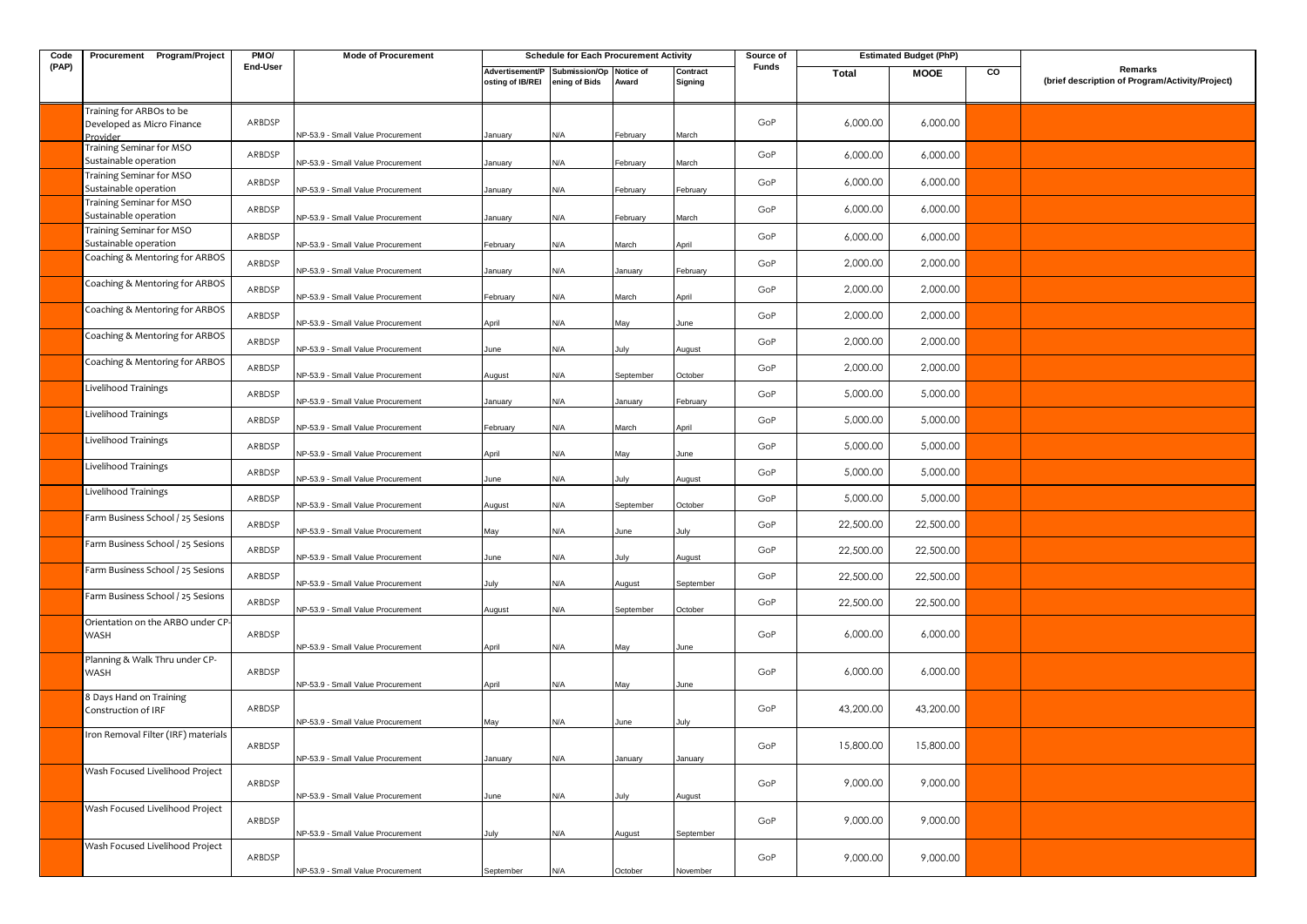| Code (PAP) | Procurement Program/Project | PMO/ End-User | Mode of Procurement | Schedule for Each Procurement Activity | | | | Source of Funds | Estimated Budget (PhP) | | | Remarks (brief description of Program/Activity/Project) |
|---|---|---|---|---|---|---|---|---|---|---|---|---|
| | | | | Advertisement/Posting of IB/REI | Submission/Opening of Bids | Notice of Award | Contract Signing | | Total | MOOE | CO | |
| | Training for ARBOs to be Developed as Micro Finance Provider | ARBDSP | NP-53.9 - Small Value Procurement | January | N/A | February | March | GoP | 6,000.00 | 6,000.00 | | |
| | Training Seminar for MSO Sustainable operation | ARBDSP | NP-53.9 - Small Value Procurement | January | N/A | February | March | GoP | 6,000.00 | 6,000.00 | | |
| | Training Seminar for MSO Sustainable operation | ARBDSP | NP-53.9 - Small Value Procurement | January | N/A | February | February | GoP | 6,000.00 | 6,000.00 | | |
| | Training Seminar for MSO Sustainable operation | ARBDSP | NP-53.9 - Small Value Procurement | January | N/A | February | March | GoP | 6,000.00 | 6,000.00 | | |
| | Training Seminar for MSO Sustainable operation | ARBDSP | NP-53.9 - Small Value Procurement | February | N/A | March | April | GoP | 6,000.00 | 6,000.00 | | |
| | Coaching & Mentoring for ARBOS | ARBDSP | NP-53.9 - Small Value Procurement | January | N/A | January | February | GoP | 2,000.00 | 2,000.00 | | |
| | Coaching & Mentoring for ARBOS | ARBDSP | NP-53.9 - Small Value Procurement | February | N/A | March | April | GoP | 2,000.00 | 2,000.00 | | |
| | Coaching & Mentoring for ARBOS | ARBDSP | NP-53.9 - Small Value Procurement | April | N/A | May | June | GoP | 2,000.00 | 2,000.00 | | |
| | Coaching & Mentoring for ARBOS | ARBDSP | NP-53.9 - Small Value Procurement | June | N/A | July | August | GoP | 2,000.00 | 2,000.00 | | |
| | Coaching & Mentoring for ARBOS | ARBDSP | NP-53.9 - Small Value Procurement | August | N/A | September | October | GoP | 2,000.00 | 2,000.00 | | |
| | Livelihood Trainings | ARBDSP | NP-53.9 - Small Value Procurement | January | N/A | January | February | GoP | 5,000.00 | 5,000.00 | | |
| | Livelihood Trainings | ARBDSP | NP-53.9 - Small Value Procurement | February | N/A | March | April | GoP | 5,000.00 | 5,000.00 | | |
| | Livelihood Trainings | ARBDSP | NP-53.9 - Small Value Procurement | April | N/A | May | June | GoP | 5,000.00 | 5,000.00 | | |
| | Livelihood Trainings | ARBDSP | NP-53.9 - Small Value Procurement | June | N/A | July | August | GoP | 5,000.00 | 5,000.00 | | |
| | Livelihood Trainings | ARBDSP | NP-53.9 - Small Value Procurement | August | N/A | September | October | GoP | 5,000.00 | 5,000.00 | | |
| | Farm Business School / 25 Sesions | ARBDSP | NP-53.9 - Small Value Procurement | May | N/A | June | July | GoP | 22,500.00 | 22,500.00 | | |
| | Farm Business School / 25 Sesions | ARBDSP | NP-53.9 - Small Value Procurement | June | N/A | July | August | GoP | 22,500.00 | 22,500.00 | | |
| | Farm Business School / 25 Sesions | ARBDSP | NP-53.9 - Small Value Procurement | July | N/A | August | September | GoP | 22,500.00 | 22,500.00 | | |
| | Farm Business School / 25 Sesions | ARBDSP | NP-53.9 - Small Value Procurement | August | N/A | September | October | GoP | 22,500.00 | 22,500.00 | | |
| | Orientation on the ARBO under CP-WASH | ARBDSP | NP-53.9 - Small Value Procurement | April | N/A | May | June | GoP | 6,000.00 | 6,000.00 | | |
| | Planning & Walk Thru under CP-WASH | ARBDSP | NP-53.9 - Small Value Procurement | April | N/A | May | June | GoP | 6,000.00 | 6,000.00 | | |
| | 8 Days Hand on Training Construction of IRF | ARBDSP | NP-53.9 - Small Value Procurement | May | N/A | June | July | GoP | 43,200.00 | 43,200.00 | | |
| | Iron Removal Filter (IRF) materials | ARBDSP | NP-53.9 - Small Value Procurement | January | N/A | January | January | GoP | 15,800.00 | 15,800.00 | | |
| | Wash Focused Livelihood Project | ARBDSP | NP-53.9 - Small Value Procurement | June | N/A | July | August | GoP | 9,000.00 | 9,000.00 | | |
| | Wash Focused Livelihood Project | ARBDSP | NP-53.9 - Small Value Procurement | July | N/A | August | September | GoP | 9,000.00 | 9,000.00 | | |
| | Wash Focused Livelihood Project | ARBDSP | NP-53.9 - Small Value Procurement | September | N/A | October | November | GoP | 9,000.00 | 9,000.00 | | |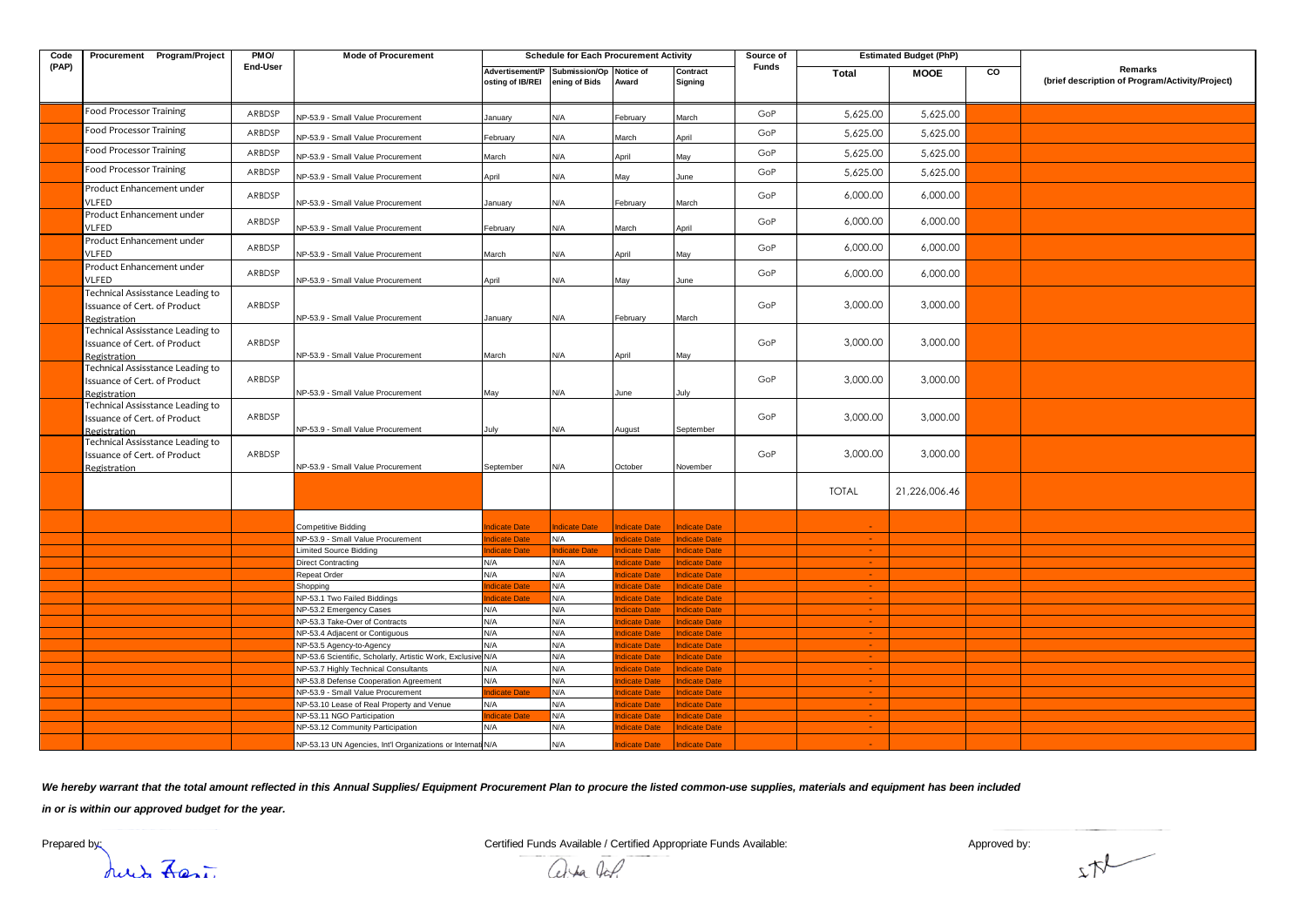| Code (PAP) | Procurement Program/Project | PMO/ End-User | Mode of Procurement | Schedule for Each Procurement Activity | | | | Source of Funds | Estimated Budget (PhP) | | | Remarks (brief description of Program/Activity/Project) |
|---|---|---|---|---|---|---|---|---|---|---|---|---|
| | | | | Advertisement/Posting of IB/REI | Submission/Opening of Bids | Notice of Award | Contract Signing | | Total | MOOE | CO | |
| | Food Processor Training | ARBDSP | NP-53.9 - Small Value Procurement | January | N/A | February | March | GoP | 5,625.00 | 5,625.00 | | |
| | Food Processor Training | ARBDSP | NP-53.9 - Small Value Procurement | February | N/A | March | April | GoP | 5,625.00 | 5,625.00 | | |
| | Food Processor Training | ARBDSP | NP-53.9 - Small Value Procurement | March | N/A | April | May | GoP | 5,625.00 | 5,625.00 | | |
| | Food Processor Training | ARBDSP | NP-53.9 - Small Value Procurement | April | N/A | May | June | GoP | 5,625.00 | 5,625.00 | | |
| | Product Enhancement under VLFED | ARBDSP | NP-53.9 - Small Value Procurement | January | N/A | February | March | GoP | 6,000.00 | 6,000.00 | | |
| | Product Enhancement under VLFED | ARBDSP | NP-53.9 - Small Value Procurement | February | N/A | March | April | GoP | 6,000.00 | 6,000.00 | | |
| | Product Enhancement under VLFED | ARBDSP | NP-53.9 - Small Value Procurement | March | N/A | April | May | GoP | 6,000.00 | 6,000.00 | | |
| | Product Enhancement under VLFED | ARBDSP | NP-53.9 - Small Value Procurement | April | N/A | May | June | GoP | 6,000.00 | 6,000.00 | | |
| | Technical Assisstance Leading to Issuance of Cert. of Product Registration | ARBDSP | NP-53.9 - Small Value Procurement | January | N/A | February | March | GoP | 3,000.00 | 3,000.00 | | |
| | Technical Assisstance Leading to Issuance of Cert. of Product Registration | ARBDSP | NP-53.9 - Small Value Procurement | March | N/A | April | May | GoP | 3,000.00 | 3,000.00 | | |
| | Technical Assisstance Leading to Issuance of Cert. of Product Registration | ARBDSP | NP-53.9 - Small Value Procurement | May | N/A | June | July | GoP | 3,000.00 | 3,000.00 | | |
| | Technical Assisstance Leading to Issuance of Cert. of Product Registration | ARBDSP | NP-53.9 - Small Value Procurement | July | N/A | August | September | GoP | 3,000.00 | 3,000.00 | | |
| | Technical Assisstance Leading to Issuance of Cert. of Product Registration | ARBDSP | NP-53.9 - Small Value Procurement | September | N/A | October | November | GoP | 3,000.00 | 3,000.00 | | |
| | | | | | | | | | TOTAL | 21,226,006.46 | | |
| | | | Competitive Bidding | Indicate Date | Indicate Date | Indicate Date | Indicate Date | | - | | | |
| | | | NP-53.9 - Small Value Procurement | Indicate Date | N/A | Indicate Date | Indicate Date | | - | | | |
| | | | Limited Source Bidding | Indicate Date | Indicate Date | Indicate Date | Indicate Date | | - | | | |
| | | | Direct Contracting | N/A | N/A | Indicate Date | Indicate Date | | - | | | |
| | | | Repeat Order | N/A | N/A | Indicate Date | Indicate Date | | - | | | |
| | | | Shopping | Indicate Date | N/A | Indicate Date | Indicate Date | | - | | | |
| | | | NP-53.1 Two Failed Biddings | Indicate Date | N/A | Indicate Date | Indicate Date | | - | | | |
| | | | NP-53.2 Emergency Cases | N/A | N/A | Indicate Date | Indicate Date | | - | | | |
| | | | NP-53.3 Take-Over of Contracts | N/A | N/A | Indicate Date | Indicate Date | | - | | | |
| | | | NP-53.4 Adjacent or Contiguous | N/A | N/A | Indicate Date | Indicate Date | | - | | | |
| | | | NP-53.5 Agency-to-Agency | N/A | N/A | Indicate Date | Indicate Date | | - | | | |
| | | | NP-53.6 Scientific, Scholarly, Artistic Work, Exclusive | N/A | N/A | Indicate Date | Indicate Date | | - | | | |
| | | | NP-53.7 Highly Technical Consultants | N/A | N/A | Indicate Date | Indicate Date | | - | | | |
| | | | NP-53.8 Defense Cooperation Agreement | N/A | N/A | Indicate Date | Indicate Date | | - | | | |
| | | | NP-53.9 - Small Value Procurement | Indicate Date | N/A | Indicate Date | Indicate Date | | - | | | |
| | | | NP-53.10 Lease of Real Property and Venue | N/A | N/A | Indicate Date | Indicate Date | | - | | | |
| | | | NP-53.11 NGO Participation | Indicate Date | N/A | Indicate Date | Indicate Date | | - | | | |
| | | | NP-53.12 Community Participation | N/A | N/A | Indicate Date | Indicate Date | | - | | | |
| | | | NP-53.13 UN Agencies, Int'l Organizations or Internati | N/A | N/A | Indicate Date | Indicate Date | | - | | | |

***We hereby warrant that the total amount reflected in this Annual Supplies/ Equipment Procurement Plan to procure the listed common-use supplies, materials and equipment has been included in or is within our approved budget for the year.***

Prepared by: | Certified Funds Available / Certified Appropriate Funds Available: | Approved by: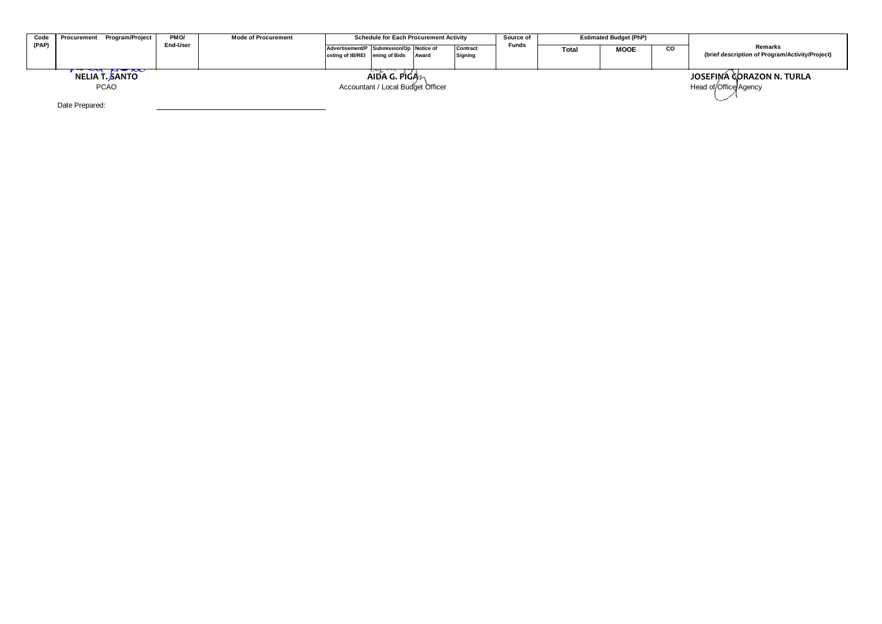| Code (PAP) | Procurement Program/Project | PMO/ End-User | Mode of Procurement | Schedule for Each Procurement Activity | | | | Source of Funds | Estimated Budget (PhP) | | | Remarks (brief description of Program/Activity/Project) |
|---|---|---|---|---|---|---|---|---|---|---|---|---|
| | | | | Advertisement/Posting of IB/REI | Submission/Opening of Bids | Notice of Award | Contract Signing | | Total | MOOE | CO | |

**NELIA T. SANTO**
PCAO

**AIDA G. PIGA**
Accountant / Local Budget Officer

**JOSEFINA CORAZON N. TURLA**
Head of Office/Agency

Date Prepared: ____________________